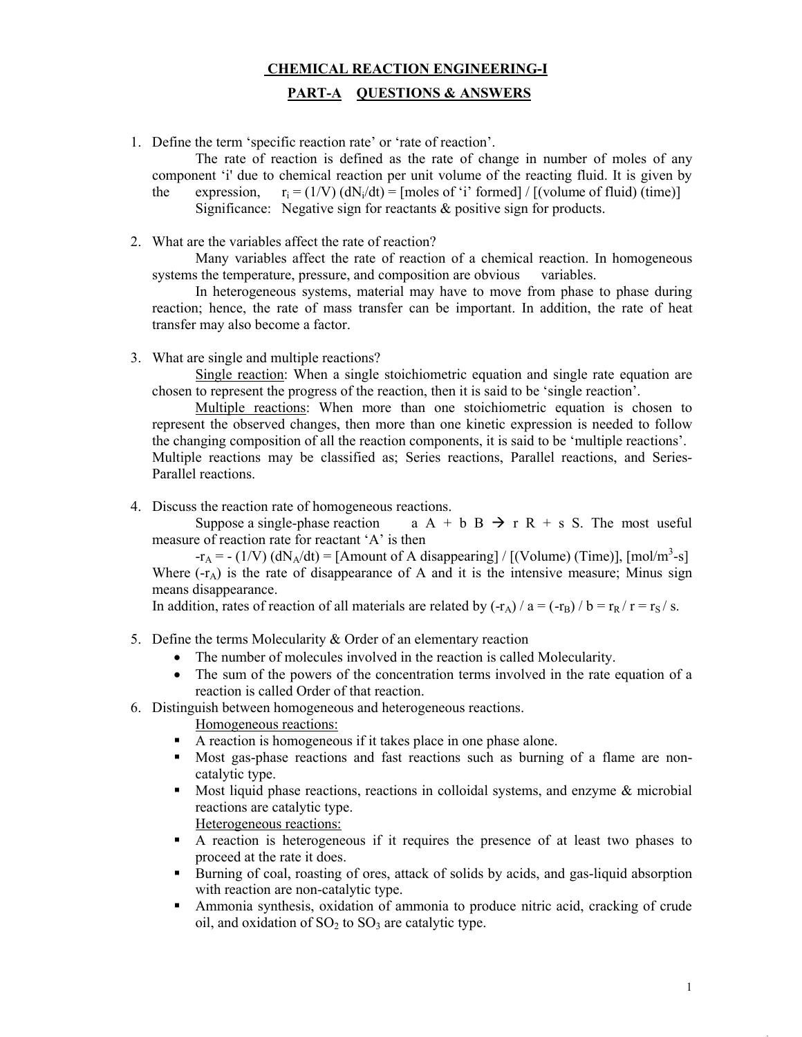# CHEMICAL REACTION ENGINEERING-I

## PART-A QUESTIONS & ANSWERS

1. Define the term 'specific reaction rate' or 'rate of reaction'.

   The rate of reaction is defined as the rate of change in number of moles of any component 'i' due to chemical reaction per unit volume of the reacting fluid. It is given by the expression, $r_i = (1/V)(dN_i/dt)$ = [moles of 'i' formed] / [(volume of fluid) (time)]

   Significance: Negative sign for reactants & positive sign for products.

2. What are the variables affect the rate of reaction?

   Many variables affect the rate of reaction of a chemical reaction. In homogeneous systems the temperature, pressure, and composition are obvious variables.

   In heterogeneous systems, material may have to move from phase to phase during reaction; hence, the rate of mass transfer can be important. In addition, the rate of heat transfer may also become a factor.

3. What are single and multiple reactions?

   Single reaction: When a single stoichiometric equation and single rate equation are chosen to represent the progress of the reaction, then it is said to be 'single reaction'.

   Multiple reactions: When more than one stoichiometric equation is chosen to represent the observed changes, then more than one kinetic expression is needed to follow the changing composition of all the reaction components, it is said to be 'multiple reactions'. Multiple reactions may be classified as; Series reactions, Parallel reactions, and Series-Parallel reactions.

4. Discuss the reaction rate of homogeneous reactions.

   Suppose a single-phase reaction $aA + bB \rightarrow rR + sS$. The most useful measure of reaction rate for reactant 'A' is then

   $-r_A = -(1/V)(dN_A/dt)$ = [Amount of A disappearing] / [(Volume) (Time)], [mol/m$^3$-s]

   Where $(-r_A)$ is the rate of disappearance of A and it is the intensive measure; Minus sign means disappearance.

   In addition, rates of reaction of all materials are related by $(-r_A)/a = (-r_B)/b = r_R/r = r_S/s$.

5. Define the terms Molecularity & Order of an elementary reaction
   - The number of molecules involved in the reaction is called Molecularity.
   - The sum of the powers of the concentration terms involved in the rate equation of a reaction is called Order of that reaction.

6. Distinguish between homogeneous and heterogeneous reactions.

   Homogeneous reactions:
   - A reaction is homogeneous if it takes place in one phase alone.
   - Most gas-phase reactions and fast reactions such as burning of a flame are non-catalytic type.
   - Most liquid phase reactions, reactions in colloidal systems, and enzyme & microbial reactions are catalytic type.

   Heterogeneous reactions:
   - A reaction is heterogeneous if it requires the presence of at least two phases to proceed at the rate it does.
   - Burning of coal, roasting of ores, attack of solids by acids, and gas-liquid absorption with reaction are non-catalytic type.
   - Ammonia synthesis, oxidation of ammonia to produce nitric acid, cracking of crude oil, and oxidation of $SO_2$ to $SO_3$ are catalytic type.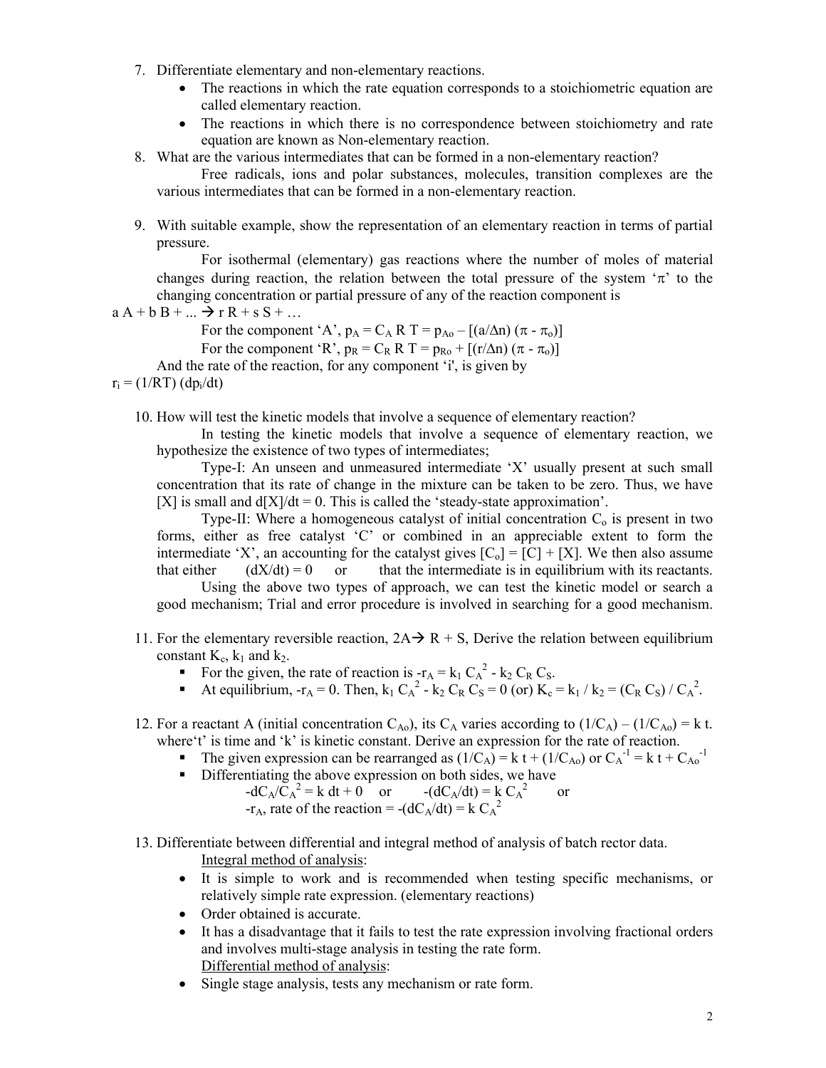7. Differentiate elementary and non-elementary reactions.
   - The reactions in which the rate equation corresponds to a stoichiometric equation are called elementary reaction.
   - The reactions in which there is no correspondence between stoichiometry and rate equation are known as Non-elementary reaction.
8. What are the various intermediates that can be formed in a non-elementary reaction?

   Free radicals, ions and polar substances, molecules, transition complexes are the various intermediates that can be formed in a non-elementary reaction.

9. With suitable example, show the representation of an elementary reaction in terms of partial pressure.

   For isothermal (elementary) gas reactions where the number of moles of material changes during reaction, the relation between the total pressure of the system '$\pi$' to the changing concentration or partial pressure of any of the reaction component is

$a\,A + b\,B + ... \rightarrow r\,R + s\,S + …$

   For the component 'A', $p_A = C_A\,R\,T = p_{Ao} – [(a/\Delta n)\,(\pi - \pi_o)]$

   For the component 'R', $p_R = C_R\,R\,T = p_{Ro} + [(r/\Delta n)\,(\pi - \pi_o)]$

   And the rate of the reaction, for any component 'i', is given by

$r_i = (1/RT)\,(dp_i/dt)$

10. How will test the kinetic models that involve a sequence of elementary reaction?

    In testing the kinetic models that involve a sequence of elementary reaction, we hypothesize the existence of two types of intermediates;

    Type-I: An unseen and unmeasured intermediate 'X' usually present at such small concentration that its rate of change in the mixture can be taken to be zero. Thus, we have [X] is small and $d[X]/dt = 0$. This is called the 'steady-state approximation'.

    Type-II: Where a homogeneous catalyst of initial concentration $C_o$ is present in two forms, either as free catalyst 'C' or combined in an appreciable extent to form the intermediate 'X', an accounting for the catalyst gives $[C_o] = [C] + [X]$. We then also assume that either $(dX/dt) = 0$ or that the intermediate is in equilibrium with its reactants.

    Using the above two types of approach, we can test the kinetic model or search a good mechanism; Trial and error procedure is involved in searching for a good mechanism.

11. For the elementary reversible reaction, $2A \rightarrow R + S$, Derive the relation between equilibrium constant $K_c$, $k_1$ and $k_2$.
    - For the given, the rate of reaction is $-r_A = k_1\,C_A^2 - k_2\,C_R\,C_S$.
    - At equilibrium, $-r_A = 0$. Then, $k_1\,C_A^2 - k_2\,C_R\,C_S = 0$ (or) $K_c = k_1 / k_2 = (C_R\,C_S) / C_A^2$.

12. For a reactant A (initial concentration $C_{Ao}$), its $C_A$ varies according to $(1/C_A) – (1/C_{Ao}) = k\,t$. where 't' is time and 'k' is kinetic constant. Derive an expression for the rate of reaction.
    - The given expression can be rearranged as $(1/C_A) = k\,t + (1/C_{Ao})$ or $C_A^{-1} = k\,t + C_{Ao}^{-1}$
    - Differentiating the above expression on both sides, we have

      $-dC_A/C_A^2 = k\,dt + 0$ or $-(dC_A/dt) = k\,C_A^2$ or

      $-r_A$, rate of the reaction $= -(dC_A/dt) = k\,C_A^2$

13. Differentiate between differential and integral method of analysis of batch rector data.

    Integral method of analysis:
    - It is simple to work and is recommended when testing specific mechanisms, or relatively simple rate expression. (elementary reactions)
    - Order obtained is accurate.
    - It has a disadvantage that it fails to test the rate expression involving fractional orders and involves multi-stage analysis in testing the rate form.

    Differential method of analysis:
    - Single stage analysis, tests any mechanism or rate form.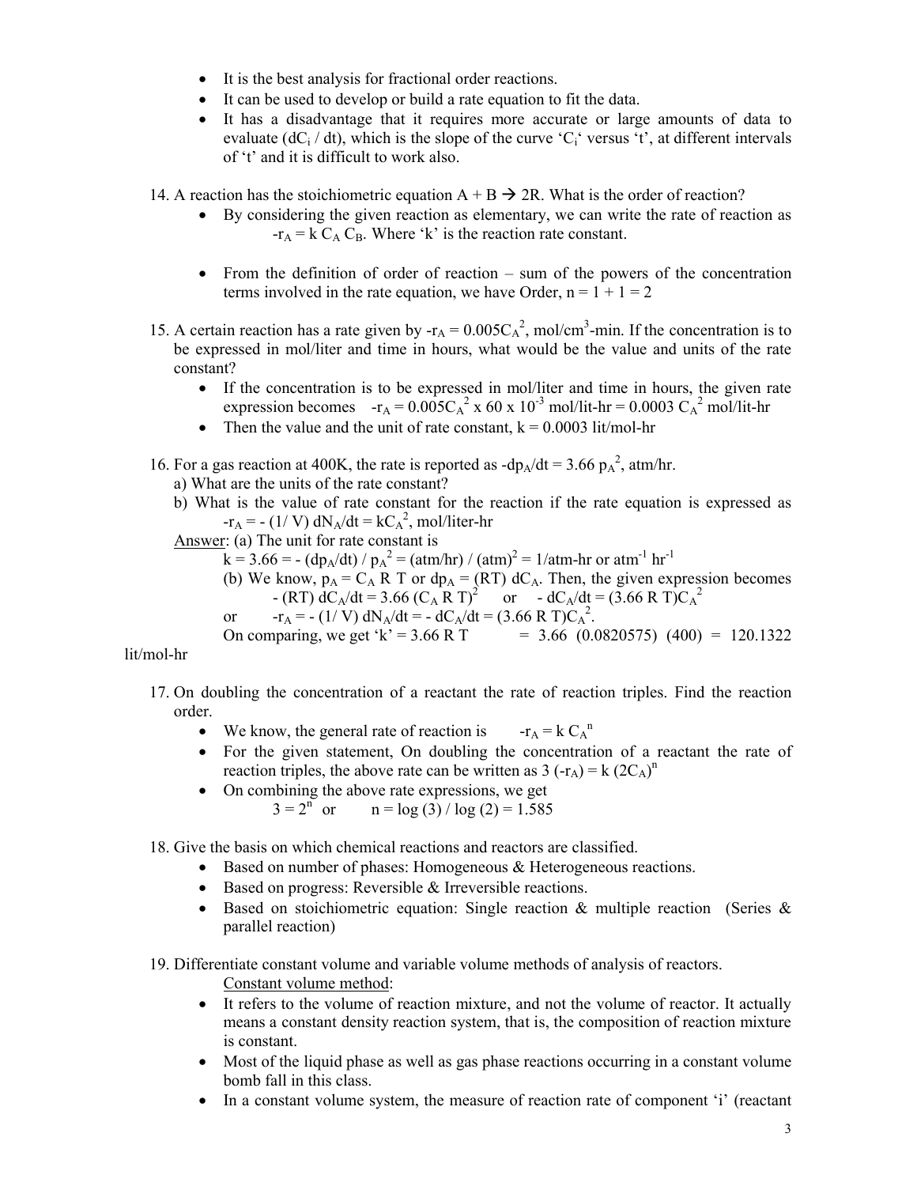- It is the best analysis for fractional order reactions.
- It can be used to develop or build a rate equation to fit the data.
- It has a disadvantage that it requires more accurate or large amounts of data to evaluate ($dC_i$ / dt), which is the slope of the curve '$C_i$' versus 't', at different intervals of 't' and it is difficult to work also.

14. A reaction has the stoichiometric equation A + B → 2R. What is the order of reaction?
    - By considering the given reaction as elementary, we can write the rate of reaction as $-r_A = k\, C_A\, C_B$. Where 'k' is the reaction rate constant.
    - From the definition of order of reaction – sum of the powers of the concentration terms involved in the rate equation, we have Order, n = 1 + 1 = 2

15. A certain reaction has a rate given by $-r_A = 0.005C_A^2$, mol/cm$^3$-min. If the concentration is to be expressed in mol/liter and time in hours, what would be the value and units of the rate constant?
    - If the concentration is to be expressed in mol/liter and time in hours, the given rate expression becomes $-r_A = 0.005C_A^2 \times 60 \times 10^{-3}$ mol/lit-hr = $0.0003\, C_A^2$ mol/lit-hr
    - Then the value and the unit of rate constant, k = 0.0003 lit/mol-hr

16. For a gas reaction at 400K, the rate is reported as $-dp_A/dt = 3.66\, p_A^2$, atm/hr.
    a) What are the units of the rate constant?
    b) What is the value of rate constant for the reaction if the rate equation is expressed as $-r_A = -(1/V)\, dN_A/dt = kC_A^2$, mol/liter-hr

    Answer: (a) The unit for rate constant is
    $k = 3.66 = -(dp_A/dt) / p_A^2 = (\text{atm/hr}) / (\text{atm})^2 = 1/\text{atm-hr}$ or atm$^{-1}$ hr$^{-1}$

    (b) We know, $p_A = C_A\, R\, T$ or $dp_A = (RT)\, dC_A$. Then, the given expression becomes
    $-(RT)\, dC_A/dt = 3.66\, (C_A\, R\, T)^2$ or $-dC_A/dt = (3.66\, R\, T)C_A^2$
    or $-r_A = -(1/V)\, dN_A/dt = -dC_A/dt = (3.66\, R\, T)C_A^2$.
    On comparing, we get 'k' = 3.66 R T = 3.66 (0.0820575) (400) = 120.1322 lit/mol-hr

17. On doubling the concentration of a reactant the rate of reaction triples. Find the reaction order.
    - We know, the general rate of reaction is $-r_A = k\, C_A^n$
    - For the given statement, On doubling the concentration of a reactant the rate of reaction triples, the above rate can be written as $3\,(-r_A) = k\,(2C_A)^n$
    - On combining the above rate expressions, we get
      $3 = 2^n$ or $n = \log(3) / \log(2) = 1.585$

18. Give the basis on which chemical reactions and reactors are classified.
    - Based on number of phases: Homogeneous & Heterogeneous reactions.
    - Based on progress: Reversible & Irreversible reactions.
    - Based on stoichiometric equation: Single reaction & multiple reaction (Series & parallel reaction)

19. Differentiate constant volume and variable volume methods of analysis of reactors.

    Constant volume method:
    - It refers to the volume of reaction mixture, and not the volume of reactor. It actually means a constant density reaction system, that is, the composition of reaction mixture is constant.
    - Most of the liquid phase as well as gas phase reactions occurring in a constant volume bomb fall in this class.
    - In a constant volume system, the measure of reaction rate of component 'i' (reactant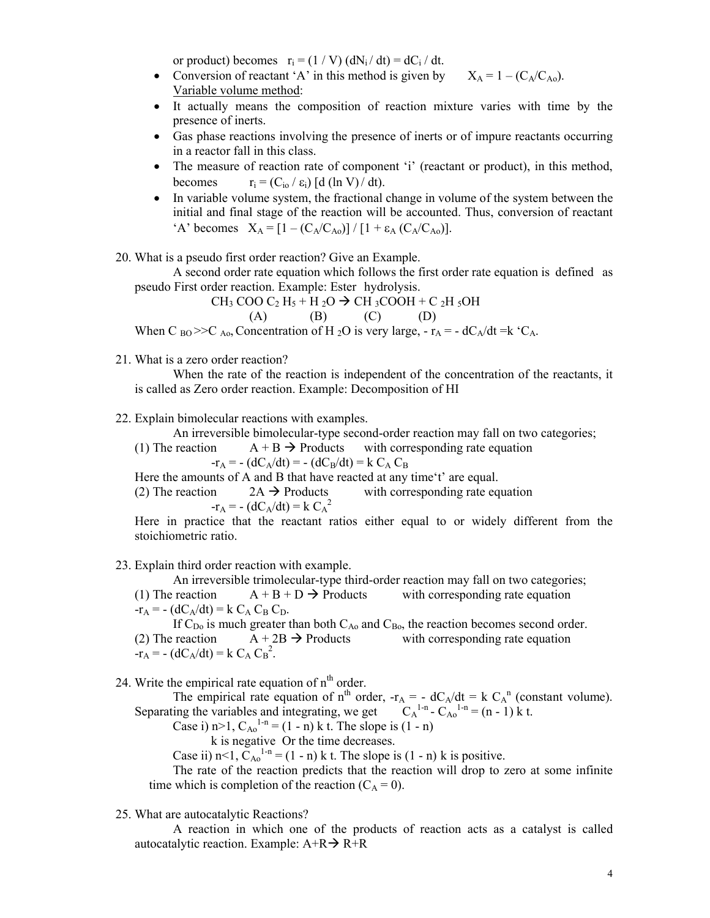or product) becomes $r_i = (1 / V)(dN_i / dt) = dC_i / dt$.

- Conversion of reactant 'A' in this method is given by $X_A = 1 - (C_A/C_{Ao})$.

<u>Variable volume method</u>:

- It actually means the composition of reaction mixture varies with time by the presence of inerts.
- Gas phase reactions involving the presence of inerts or of impure reactants occurring in a reactor fall in this class.
- The measure of reaction rate of component 'i' (reactant or product), in this method, becomes $r_i = (C_{io} / \varepsilon_i)[d(\ln V)/dt]$.
- In variable volume system, the fractional change in volume of the system between the initial and final stage of the reaction will be accounted. Thus, conversion of reactant 'A' becomes $X_A = [1 - (C_A/C_{Ao})] / [1 + \varepsilon_A (C_A/C_{Ao})]$.

20. What is a pseudo first order reaction? Give an Example.

A second order rate equation which follows the first order rate equation is defined as pseudo First order reaction. Example: Ester hydrolysis.

$$CH_3COOC_2H_5 + H_2O \rightarrow CH_3COOH + C_2H_5OH$$
$$\quad (A) \qquad\quad (B) \qquad\quad (C) \qquad\quad (D)$$

When $C_{BO} >> C_{Ao}$, Concentration of $H_2O$ is very large, $-r_A = -dC_A/dt = k'C_A$.

21. What is a zero order reaction?

When the rate of the reaction is independent of the concentration of the reactants, it is called as Zero order reaction. Example: Decomposition of HI

22. Explain bimolecular reactions with examples.

An irreversible bimolecular-type second-order reaction may fall on two categories;

(1) The reaction $A + B \rightarrow$ Products with corresponding rate equation

$$-r_A = -(dC_A/dt) = -(dC_B/dt) = k\, C_A C_B$$

Here the amounts of A and B that have reacted at any time 't' are equal.

(2) The reaction $2A \rightarrow$ Products with corresponding rate equation

$$-r_A = -(dC_A/dt) = k\, C_A^2$$

Here in practice that the reactant ratios either equal to or widely different from the stoichiometric ratio.

23. Explain third order reaction with example.

An irreversible trimolecular-type third-order reaction may fall on two categories;

(1) The reaction $A + B + D \rightarrow$ Products with corresponding rate equation $-r_A = -(dC_A/dt) = k\, C_A C_B C_D$.

If $C_{Do}$ is much greater than both $C_{Ao}$ and $C_{Bo}$, the reaction becomes second order.

(2) The reaction $A + 2B \rightarrow$ Products with corresponding rate equation $-r_A = -(dC_A/dt) = k\, C_A C_B^2$.

24. Write the empirical rate equation of $n^{th}$ order.

The empirical rate equation of $n^{th}$ order, $-r_A = -dC_A/dt = k\, C_A^n$ (constant volume). Separating the variables and integrating, we get $C_A^{1-n} - C_{Ao}^{1-n} = (n - 1)\, k\, t$.

Case i) $n>1$, $C_{Ao}^{1-n} = (1 - n)\, k\, t$. The slope is $(1 - n)$ k is negative Or the time decreases.

Case ii) $n<1$, $C_{Ao}^{1-n} = (1 - n)\, k\, t$. The slope is $(1 - n)$ k is positive.

The rate of the reaction predicts that the reaction will drop to zero at some infinite time which is completion of the reaction ($C_A = 0$).

25. What are autocatalytic Reactions?

A reaction in which one of the products of reaction acts as a catalyst is called autocatalytic reaction. Example: $A+R \rightarrow R+R$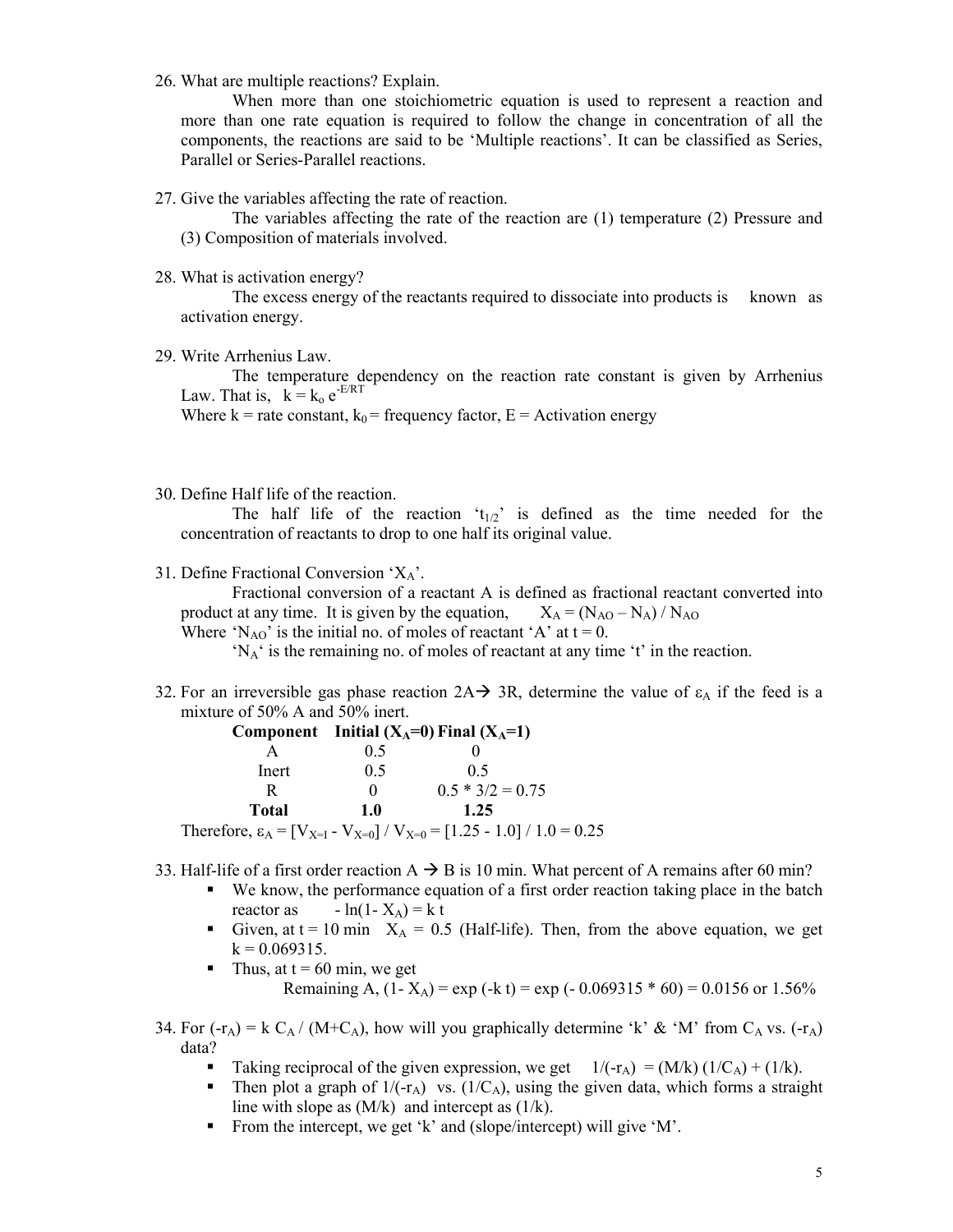26. What are multiple reactions? Explain.

    When more than one stoichiometric equation is used to represent a reaction and more than one rate equation is required to follow the change in concentration of all the components, the reactions are said to be 'Multiple reactions'. It can be classified as Series, Parallel or Series-Parallel reactions.

27. Give the variables affecting the rate of reaction.

    The variables affecting the rate of the reaction are (1) temperature (2) Pressure and (3) Composition of materials involved.

28. What is activation energy?

    The excess energy of the reactants required to dissociate into products is known as activation energy.

29. Write Arrhenius Law.

    The temperature dependency on the reaction rate constant is given by Arrhenius Law. That is, $k = k_o e^{-E/RT}$

    Where k = rate constant, $k_0$ = frequency factor, E = Activation energy

30. Define Half life of the reaction.

    The half life of the reaction '$t_{1/2}$' is defined as the time needed for the concentration of reactants to drop to one half its original value.

31. Define Fractional Conversion '$X_A$'.

    Fractional conversion of a reactant A is defined as fractional reactant converted into product at any time. It is given by the equation, $X_A = (N_{AO} - N_A) / N_{AO}$

    Where '$N_{AO}$' is the initial no. of moles of reactant 'A' at t = 0.

    '$N_A$' is the remaining no. of moles of reactant at any time 't' in the reaction.

32. For an irreversible gas phase reaction 2A→ 3R, determine the value of $\varepsilon_A$ if the feed is a mixture of 50% A and 50% inert.

| **Component** | **Initial ($X_A$=0)** | **Final ($X_A$=1)** |
|---|---|---|
| A | 0.5 | 0 |
| Inert | 0.5 | 0.5 |
| R | 0 | 0.5 * 3/2 = 0.75 |
| **Total** | **1.0** | **1.25** |

    Therefore, $\varepsilon_A = [V_{X=I} - V_{X=0}] / V_{X=0} = [1.25 - 1.0] / 1.0 = 0.25$

33. Half-life of a first order reaction A → B is 10 min. What percent of A remains after 60 min?
    - We know, the performance equation of a first order reaction taking place in the batch reactor as $-\ln(1- X_A) = k\,t$
    - Given, at t = 10 min $X_A = 0.5$ (Half-life). Then, from the above equation, we get k = 0.069315.
    - Thus, at t = 60 min, we get

      Remaining A, $(1- X_A) = \exp(-k\,t) = \exp(-0.069315 * 60) = 0.0156$ or 1.56%

34. For $(-r_A) = k\,C_A / (M+C_A)$, how will you graphically determine 'k' & 'M' from $C_A$ vs. $(-r_A)$ data?
    - Taking reciprocal of the given expression, we get $1/(-r_A) = (M/k)(1/C_A) + (1/k)$.
    - Then plot a graph of $1/(-r_A)$ vs. $(1/C_A)$, using the given data, which forms a straight line with slope as (M/k) and intercept as (1/k).
    - From the intercept, we get 'k' and (slope/intercept) will give 'M'.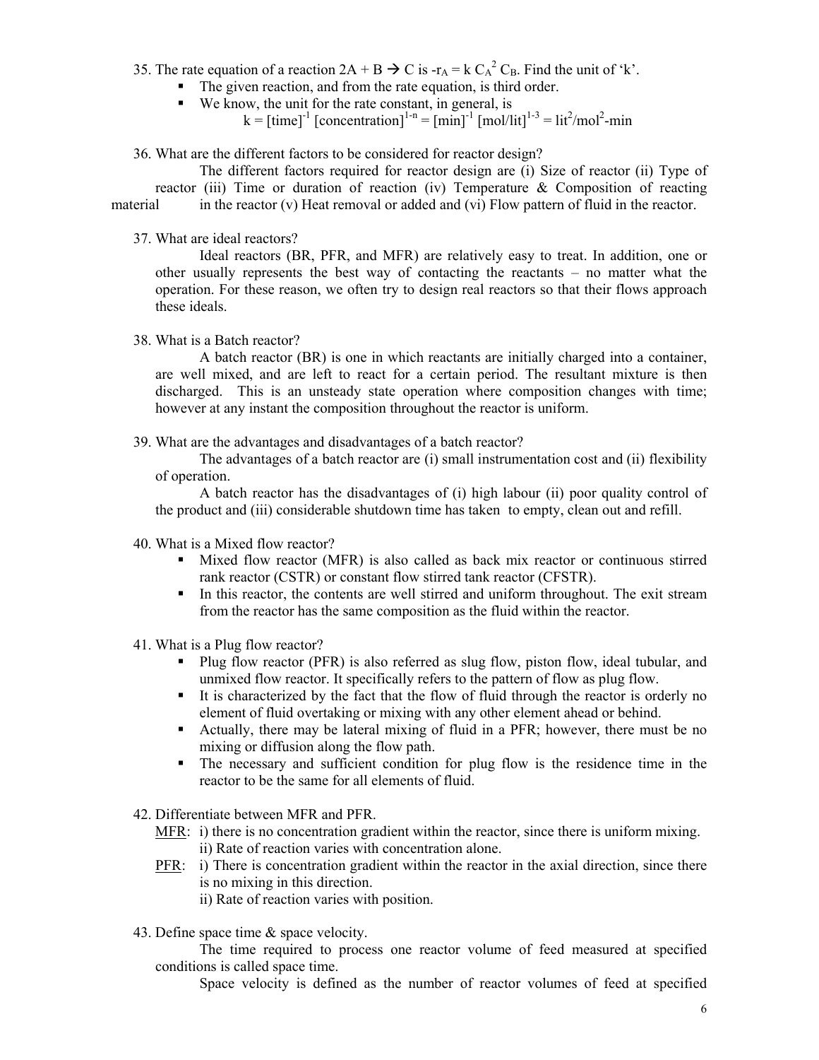35. The rate equation of a reaction $2A + B \rightarrow C$ is $-r_A = k\, C_A^2\, C_B$. Find the unit of 'k'.

- The given reaction, and from the rate equation, is third order.
- We know, the unit for the rate constant, in general, is

$$k = [\text{time}]^{-1}\,[\text{concentration}]^{1-n} = [\text{min}]^{-1}\,[\text{mol/lit}]^{1-3} = \text{lit}^2/\text{mol}^2\text{-min}$$

36. What are the different factors to be considered for reactor design?

The different factors required for reactor design are (i) Size of reactor (ii) Type of reactor (iii) Time or duration of reaction (iv) Temperature & Composition of reacting material in the reactor (v) Heat removal or added and (vi) Flow pattern of fluid in the reactor.

37. What are ideal reactors?

Ideal reactors (BR, PFR, and MFR) are relatively easy to treat. In addition, one or other usually represents the best way of contacting the reactants – no matter what the operation. For these reason, we often try to design real reactors so that their flows approach these ideals.

38. What is a Batch reactor?

A batch reactor (BR) is one in which reactants are initially charged into a container, are well mixed, and are left to react for a certain period. The resultant mixture is then discharged. This is an unsteady state operation where composition changes with time; however at any instant the composition throughout the reactor is uniform.

39. What are the advantages and disadvantages of a batch reactor?

The advantages of a batch reactor are (i) small instrumentation cost and (ii) flexibility of operation.

A batch reactor has the disadvantages of (i) high labour (ii) poor quality control of the product and (iii) considerable shutdown time has taken to empty, clean out and refill.

40. What is a Mixed flow reactor?

- Mixed flow reactor (MFR) is also called as back mix reactor or continuous stirred rank reactor (CSTR) or constant flow stirred tank reactor (CFSTR).
- In this reactor, the contents are well stirred and uniform throughout. The exit stream from the reactor has the same composition as the fluid within the reactor.

41. What is a Plug flow reactor?

- Plug flow reactor (PFR) is also referred as slug flow, piston flow, ideal tubular, and unmixed flow reactor. It specifically refers to the pattern of flow as plug flow.
- It is characterized by the fact that the flow of fluid through the reactor is orderly no element of fluid overtaking or mixing with any other element ahead or behind.
- Actually, there may be lateral mixing of fluid in a PFR; however, there must be no mixing or diffusion along the flow path.
- The necessary and sufficient condition for plug flow is the residence time in the reactor to be the same for all elements of fluid.

42. Differentiate between MFR and PFR.

MFR: i) there is no concentration gradient within the reactor, since there is uniform mixing.
ii) Rate of reaction varies with concentration alone.

PFR: i) There is concentration gradient within the reactor in the axial direction, since there is no mixing in this direction.
ii) Rate of reaction varies with position.

43. Define space time & space velocity.

The time required to process one reactor volume of feed measured at specified conditions is called space time.

Space velocity is defined as the number of reactor volumes of feed at specified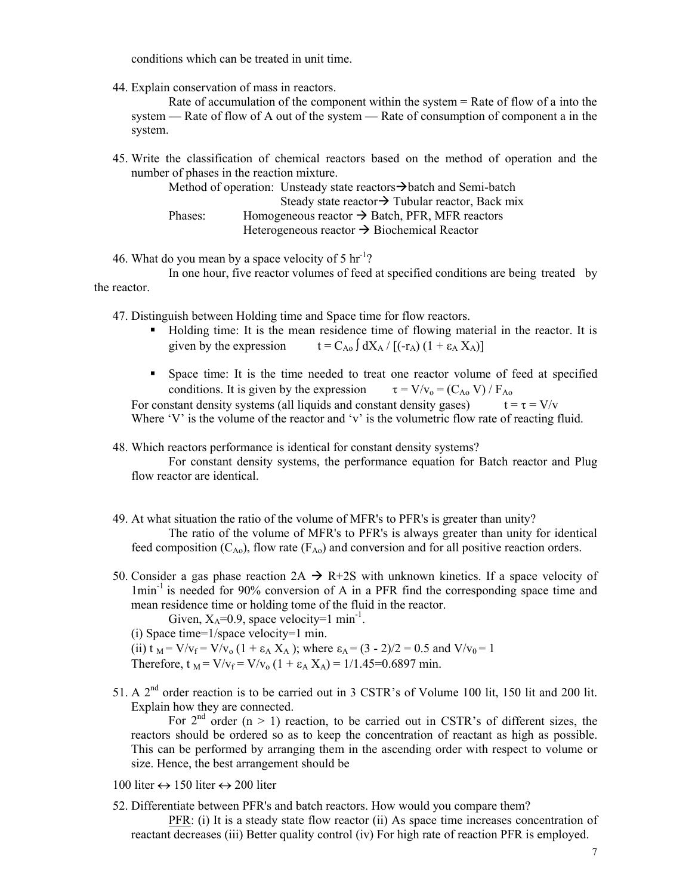conditions which can be treated in unit time.

44. Explain conservation of mass in reactors.

    Rate of accumulation of the component within the system = Rate of flow of a into the system — Rate of flow of A out of the system — Rate of consumption of component a in the system.

45. Write the classification of chemical reactors based on the method of operation and the number of phases in the reaction mixture.

    Method of operation: Unsteady state reactors → batch and Semi-batch
    Steady state reactor → Tubular reactor, Back mix

    Phases: Homogeneous reactor → Batch, PFR, MFR reactors
    Heterogeneous reactor → Biochemical Reactor

46. What do you mean by a space velocity of 5 $hr^{-1}$?

    In one hour, five reactor volumes of feed at specified conditions are being treated by the reactor.

47. Distinguish between Holding time and Space time for flow reactors.

    - Holding time: It is the mean residence time of flowing material in the reactor. It is given by the expression $t = C_{Ao} \int dX_A / [(-r_A)(1 + \varepsilon_A X_A)]$
    - Space time: It is the time needed to treat one reactor volume of feed at specified conditions. It is given by the expression $\tau = V/v_o = (C_{Ao} V) / F_{Ao}$

    For constant density systems (all liquids and constant density gases) $t = \tau = V/v$
    Where 'V' is the volume of the reactor and 'v' is the volumetric flow rate of reacting fluid.

48. Which reactors performance is identical for constant density systems?

    For constant density systems, the performance equation for Batch reactor and Plug flow reactor are identical.

49. At what situation the ratio of the volume of MFR's to PFR's is greater than unity?

    The ratio of the volume of MFR's to PFR's is always greater than unity for identical feed composition ($C_{Ao}$), flow rate ($F_{Ao}$) and conversion and for all positive reaction orders.

50. Consider a gas phase reaction 2A → R+2S with unknown kinetics. If a space velocity of 1$min^{-1}$ is needed for 90% conversion of A in a PFR find the corresponding space time and mean residence time or holding tome of the fluid in the reactor.

    Given, $X_A$=0.9, space velocity=1 $min^{-1}$.

    (i) Space time=1/space velocity=1 min.

    (ii) $t_M = V/v_f = V/v_o (1 + \varepsilon_A X_A)$; where $\varepsilon_A = (3 - 2)/2 = 0.5$ and $V/v_0 = 1$

    Therefore, $t_M = V/v_f = V/v_o (1 + \varepsilon_A X_A) = 1/1.45 = 0.6897$ min.

51. A 2[nd] order reaction is to be carried out in 3 CSTR's of Volume 100 lit, 150 lit and 200 lit. Explain how they are connected.

    For 2[nd] order ($n > 1$) reaction, to be carried out in CSTR's of different sizes, the reactors should be ordered so as to keep the concentration of reactant as high as possible. This can be performed by arranging them in the ascending order with respect to volume or size. Hence, the best arrangement should be

100 liter ↔ 150 liter ↔ 200 liter

52. Differentiate between PFR's and batch reactors. How would you compare them?

    PFR: (i) It is a steady state flow reactor (ii) As space time increases concentration of reactant decreases (iii) Better quality control (iv) For high rate of reaction PFR is employed.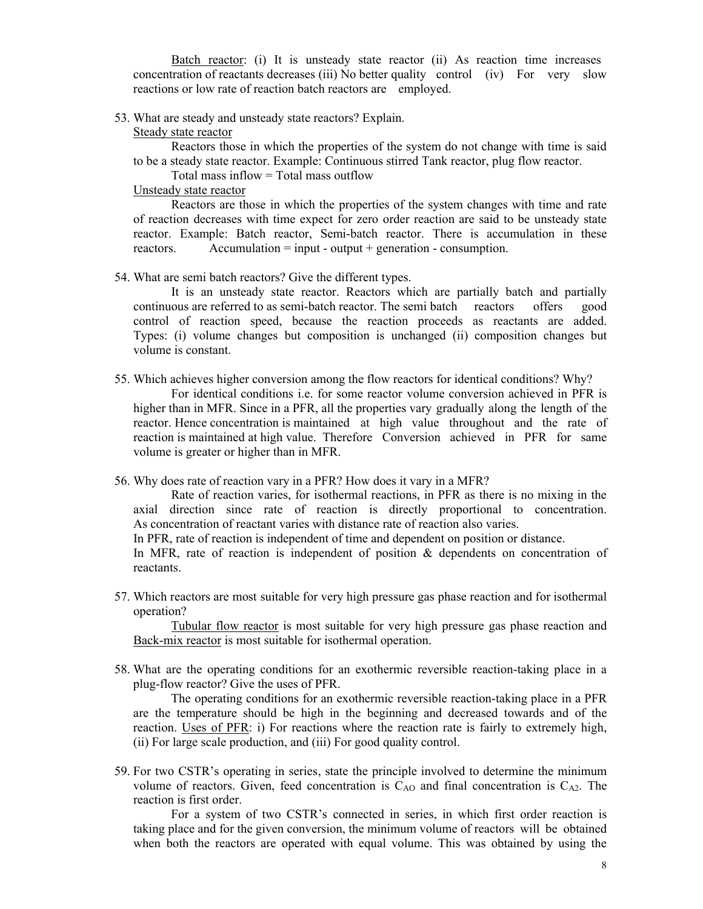Batch reactor: (i) It is unsteady state reactor (ii) As reaction time increases concentration of reactants decreases (iii) No better quality control (iv) For very slow reactions or low rate of reaction batch reactors are employed.

53. What are steady and unsteady state reactors? Explain.

Steady state reactor

Reactors those in which the properties of the system do not change with time is said to be a steady state reactor. Example: Continuous stirred Tank reactor, plug flow reactor.

Total mass inflow = Total mass outflow

Unsteady state reactor

Reactors are those in which the properties of the system changes with time and rate of reaction decreases with time expect for zero order reaction are said to be unsteady state reactor. Example: Batch reactor, Semi-batch reactor. There is accumulation in these reactors. Accumulation = input - output + generation - consumption.

54. What are semi batch reactors? Give the different types.

It is an unsteady state reactor. Reactors which are partially batch and partially continuous are referred to as semi-batch reactor. The semi batch reactors offers good control of reaction speed, because the reaction proceeds as reactants are added. Types: (i) volume changes but composition is unchanged (ii) composition changes but volume is constant.

55. Which achieves higher conversion among the flow reactors for identical conditions? Why?

For identical conditions i.e. for some reactor volume conversion achieved in PFR is higher than in MFR. Since in a PFR, all the properties vary gradually along the length of the reactor. Hence concentration is maintained at high value throughout and the rate of reaction is maintained at high value. Therefore Conversion achieved in PFR for same volume is greater or higher than in MFR.

56. Why does rate of reaction vary in a PFR? How does it vary in a MFR?

Rate of reaction varies, for isothermal reactions, in PFR as there is no mixing in the axial direction since rate of reaction is directly proportional to concentration. As concentration of reactant varies with distance rate of reaction also varies.

In PFR, rate of reaction is independent of time and dependent on position or distance.

In MFR, rate of reaction is independent of position & dependents on concentration of reactants.

57. Which reactors are most suitable for very high pressure gas phase reaction and for isothermal operation?

Tubular flow reactor is most suitable for very high pressure gas phase reaction and Back-mix reactor is most suitable for isothermal operation.

58. What are the operating conditions for an exothermic reversible reaction-taking place in a plug-flow reactor? Give the uses of PFR.

The operating conditions for an exothermic reversible reaction-taking place in a PFR are the temperature should be high in the beginning and decreased towards and of the reaction. Uses of PFR: i) For reactions where the reaction rate is fairly to extremely high, (ii) For large scale production, and (iii) For good quality control.

59. For two CSTR's operating in series, state the principle involved to determine the minimum volume of reactors. Given, feed concentration is $C_{AO}$ and final concentration is $C_{A2}$. The reaction is first order.

For a system of two CSTR's connected in series, in which first order reaction is taking place and for the given conversion, the minimum volume of reactors will be obtained when both the reactors are operated with equal volume. This was obtained by using the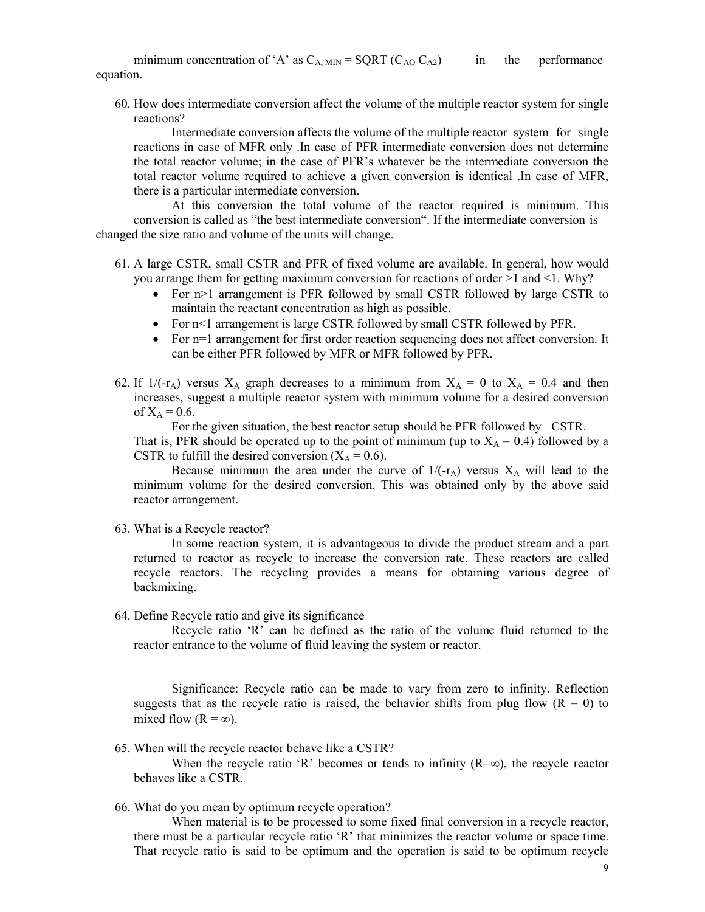minimum concentration of 'A' as $C_{A, MIN} = SQRT(C_{AO} C_{A2})$ in the performance equation.

60. How does intermediate conversion affect the volume of the multiple reactor system for single reactions?

    Intermediate conversion affects the volume of the multiple reactor system for single reactions in case of MFR only .In case of PFR intermediate conversion does not determine the total reactor volume; in the case of PFR's whatever be the intermediate conversion the total reactor volume required to achieve a given conversion is identical .In case of MFR, there is a particular intermediate conversion.

    At this conversion the total volume of the reactor required is minimum. This conversion is called as "the best intermediate conversion". If the intermediate conversion is changed the size ratio and volume of the units will change.

61. A large CSTR, small CSTR and PFR of fixed volume are available. In general, how would you arrange them for getting maximum conversion for reactions of order >1 and <1. Why?
    - For n>1 arrangement is PFR followed by small CSTR followed by large CSTR to maintain the reactant concentration as high as possible.
    - For n<1 arrangement is large CSTR followed by small CSTR followed by PFR.
    - For n=1 arrangement for first order reaction sequencing does not affect conversion. It can be either PFR followed by MFR or MFR followed by PFR.

62. If $1/(-r_A)$ versus $X_A$ graph decreases to a minimum from $X_A = 0$ to $X_A = 0.4$ and then increases, suggest a multiple reactor system with minimum volume for a desired conversion of $X_A = 0.6$.

    For the given situation, the best reactor setup should be PFR followed by CSTR.
    That is, PFR should be operated up to the point of minimum (up to $X_A = 0.4$) followed by a CSTR to fulfill the desired conversion ($X_A = 0.6$).

    Because minimum the area under the curve of $1/(-r_A)$ versus $X_A$ will lead to the minimum volume for the desired conversion. This was obtained only by the above said reactor arrangement.

63. What is a Recycle reactor?

    In some reaction system, it is advantageous to divide the product stream and a part returned to reactor as recycle to increase the conversion rate. These reactors are called recycle reactors. The recycling provides a means for obtaining various degree of backmixing.

64. Define Recycle ratio and give its significance

    Recycle ratio 'R' can be defined as the ratio of the volume fluid returned to the reactor entrance to the volume of fluid leaving the system or reactor.

    Significance: Recycle ratio can be made to vary from zero to infinity. Reflection suggests that as the recycle ratio is raised, the behavior shifts from plug flow ($R = 0$) to mixed flow ($R = \infty$).

65. When will the recycle reactor behave like a CSTR?

    When the recycle ratio 'R' becomes or tends to infinity ($R=\infty$), the recycle reactor behaves like a CSTR.

66. What do you mean by optimum recycle operation?

    When material is to be processed to some fixed final conversion in a recycle reactor, there must be a particular recycle ratio 'R' that minimizes the reactor volume or space time. That recycle ratio is said to be optimum and the operation is said to be optimum recycle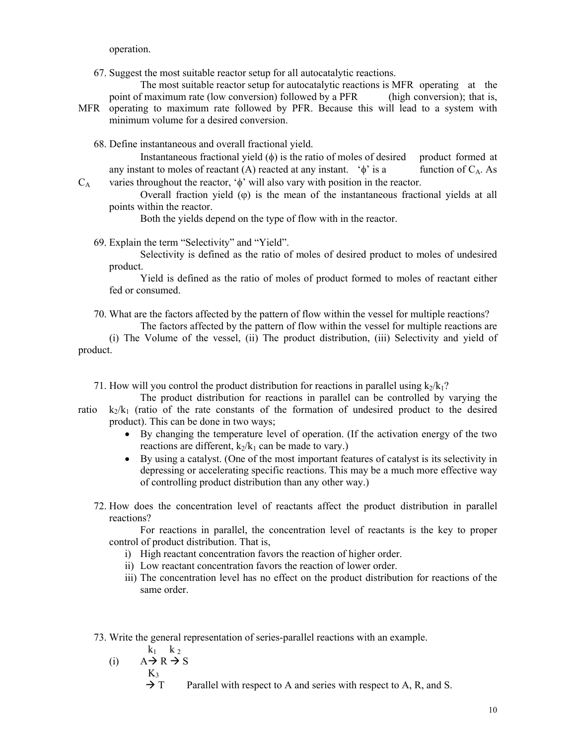operation.

67. Suggest the most suitable reactor setup for all autocatalytic reactions.

The most suitable reactor setup for autocatalytic reactions is MFR operating at the point of maximum rate (low conversion) followed by a PFR (high conversion); that is, MFR operating to maximum rate followed by PFR. Because this will lead to a system with minimum volume for a desired conversion.

68. Define instantaneous and overall fractional yield.

Instantaneous fractional yield (ϕ) is the ratio of moles of desired product formed at any instant to moles of reactant (A) reacted at any instant. 'ϕ' is a function of $C_A$. As $C_A$ varies throughout the reactor, 'ϕ' will also vary with position in the reactor.

Overall fraction yield (φ) is the mean of the instantaneous fractional yields at all points within the reactor.

Both the yields depend on the type of flow with in the reactor.

69. Explain the term "Selectivity" and "Yield".

Selectivity is defined as the ratio of moles of desired product to moles of undesired product.

Yield is defined as the ratio of moles of product formed to moles of reactant either fed or consumed.

70. What are the factors affected by the pattern of flow within the vessel for multiple reactions?

The factors affected by the pattern of flow within the vessel for multiple reactions are (i) The Volume of the vessel, (ii) The product distribution, (iii) Selectivity and yield of product.

71. How will you control the product distribution for reactions in parallel using $k_2/k_1$?

The product distribution for reactions in parallel can be controlled by varying the ratio $k_2/k_1$ (ratio of the rate constants of the formation of undesired product to the desired product). This can be done in two ways;

- By changing the temperature level of operation. (If the activation energy of the two reactions are different, $k_2/k_1$ can be made to vary.)
- By using a catalyst. (One of the most important features of catalyst is its selectivity in depressing or accelerating specific reactions. This may be a much more effective way of controlling product distribution than any other way.)

72. How does the concentration level of reactants affect the product distribution in parallel reactions?

For reactions in parallel, the concentration level of reactants is the key to proper control of product distribution. That is,

i) High reactant concentration favors the reaction of higher order.
ii) Low reactant concentration favors the reaction of lower order.
iii) The concentration level has no effect on the product distribution for reactions of the same order.

73. Write the general representation of series-parallel reactions with an example.

(i) $A \xrightarrow{k_1} R \xrightarrow{k_2} S$

$\xrightarrow{K_3} T$ Parallel with respect to A and series with respect to A, R, and S.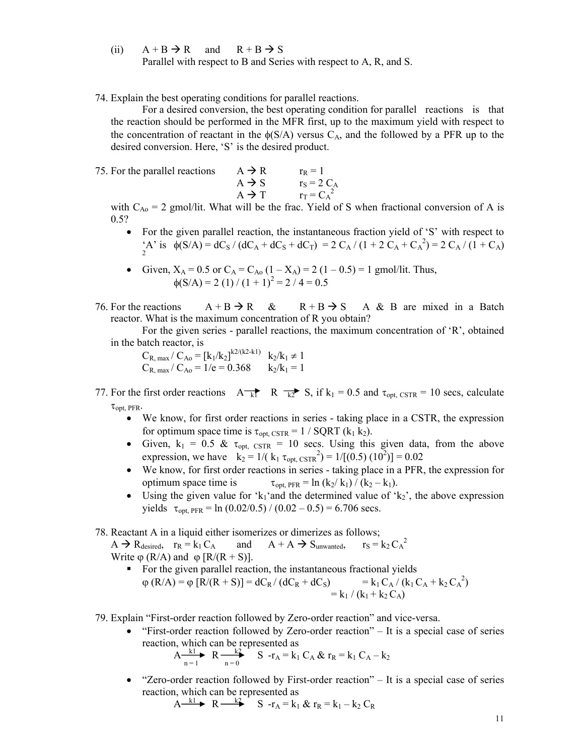(ii) $A + B \rightarrow R$ and $R + B \rightarrow S$

Parallel with respect to B and Series with respect to A, R, and S.

74. Explain the best operating conditions for parallel reactions.

For a desired conversion, the best operating condition for parallel reactions is that the reaction should be performed in the MFR first, up to the maximum yield with respect to the concentration of reactant in the $\phi(S/A)$ versus $C_A$, and the followed by a PFR up to the desired conversion. Here, 'S' is the desired product.

75. For the parallel reactions

$$A \rightarrow R \qquad r_R = 1$$
$$A \rightarrow S \qquad r_S = 2\,C_A$$
$$A \rightarrow T \qquad r_T = C_A^2$$

with $C_{Ao} = 2$ gmol/lit. What will be the frac. Yield of S when fractional conversion of A is 0.5?

- For the given parallel reaction, the instantaneous fraction yield of 'S' with respect to 'A' is $\phi(S/A) = dC_S / (dC_A + dC_S + dC_T) = 2\,C_A / (1 + 2\,C_A + C_A^2) = 2\,C_A / (1 + C_A)^2$
- Given, $X_A = 0.5$ or $C_A = C_{Ao}(1 - X_A) = 2(1 - 0.5) = 1$ gmol/lit. Thus,

$$\phi(S/A) = 2\,(1) / (1 + 1)^2 = 2 / 4 = 0.5$$

76. For the reactions $A + B \rightarrow R$ & $R + B \rightarrow S$ A & B are mixed in a Batch reactor. What is the maximum concentration of R you obtain?

For the given series - parallel reactions, the maximum concentration of 'R', obtained in the batch reactor, is

$$C_{R,\,max} / C_{Ao} = [k_1/k_2]^{k2/(k2-k1)} \quad k_2/k_1 \neq 1$$
$$C_{R,\,max} / C_{Ao} = 1/e = 0.368 \quad k_2/k_1 = 1$$

77. For the first order reactions $A \xrightarrow{k1} R \xrightarrow{k2} S$, if $k_1 = 0.5$ and $\tau_{opt,\,CSTR} = 10$ secs, calculate $\tau_{opt,\,PFR}$.

- We know, for first order reactions in series - taking place in a CSTR, the expression for optimum space time is $\tau_{opt,\,CSTR} = 1 / \text{SQRT}(k_1\,k_2)$.
- Given, $k_1 = 0.5$ & $\tau_{opt,\,CSTR} = 10$ secs. Using this given data, from the above expression, we have $k_2 = 1/(k_1\,\tau_{opt,\,CSTR}^2) = 1/[(0.5)(10^2)] = 0.02$
- We know, for first order reactions in series - taking place in a PFR, the expression for optimum space time is $\tau_{opt,\,PFR} = \ln(k_2/k_1) / (k_2 - k_1)$.
- Using the given value for '$k_1$' and the determined value of '$k_2$', the above expression yields $\tau_{opt,\,PFR} = \ln(0.02/0.5) / (0.02 - 0.5) = 6.706$ secs.

78. Reactant A in a liquid either isomerizes or dimerizes as follows;

$A \rightarrow R_{desired}$, $r_R = k_1\,C_A$ and $A + A \rightarrow S_{unwanted}$, $r_S = k_2\,C_A^2$

Write $\varphi(R/A)$ and $\varphi[R/(R + S)]$.

- For the given parallel reaction, the instantaneous fractional yields

$$\varphi(R/A) = \varphi[R/(R + S)] = dC_R / (dC_R + dC_S) = k_1\,C_A / (k_1\,C_A + k_2\,C_A^2)$$
$$= k_1 / (k_1 + k_2\,C_A)$$

79. Explain "First-order reaction followed by Zero-order reaction" and vice-versa.

- "First-order reaction followed by Zero-order reaction" – It is a special case of series reaction, which can be represented as

$$A \xrightarrow[n=1]{k1} R \xrightarrow[n=0]{k2} S \quad -r_A = k_1\,C_A \;\&\; r_R = k_1\,C_A - k_2$$

- "Zero-order reaction followed by First-order reaction" – It is a special case of series reaction, which can be represented as

$$A \xrightarrow{k1} R \xrightarrow{k2} S \quad -r_A = k_1 \;\&\; r_R = k_1 - k_2\,C_R$$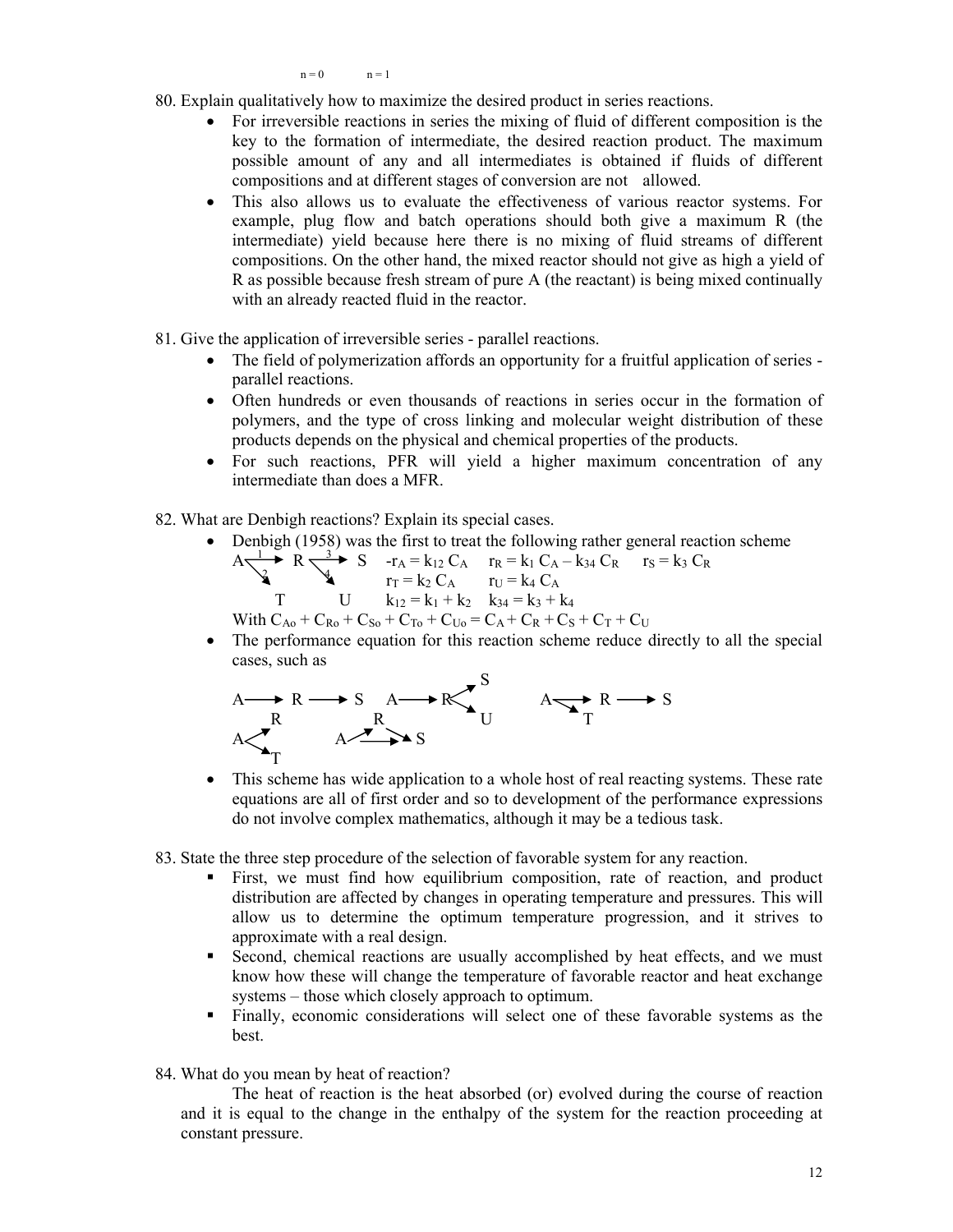n = 0 n = 1

80. Explain qualitatively how to maximize the desired product in series reactions.

- For irreversible reactions in series the mixing of fluid of different composition is the key to the formation of intermediate, the desired reaction product. The maximum possible amount of any and all intermediates is obtained if fluids of different compositions and at different stages of conversion are not allowed.
- This also allows us to evaluate the effectiveness of various reactor systems. For example, plug flow and batch operations should both give a maximum R (the intermediate) yield because here there is no mixing of fluid streams of different compositions. On the other hand, the mixed reactor should not give as high a yield of R as possible because fresh stream of pure A (the reactant) is being mixed continually with an already reacted fluid in the reactor.

81. Give the application of irreversible series - parallel reactions.

- The field of polymerization affords an opportunity for a fruitful application of series - parallel reactions.
- Often hundreds or even thousands of reactions in series occur in the formation of polymers, and the type of cross linking and molecular weight distribution of these products depends on the physical and chemical properties of the products.
- For such reactions, PFR will yield a higher maximum concentration of any intermediate than does a MFR.

82. What are Denbigh reactions? Explain its special cases.

- Denbigh (1958) was the first to treat the following rather general reaction scheme

  $A \xrightarrow{1} R \xrightarrow{3} S$, $A \xrightarrow{2} T$, $R \xrightarrow{4} U$

  $-r_A = k_{12} C_A \quad r_R = k_1 C_A - k_{34} C_R \quad r_S = k_3 C_R$

  $r_T = k_2 C_A \quad r_U = k_4 C_A$

  $k_{12} = k_1 + k_2 \quad k_{34} = k_3 + k_4$

  With $C_{Ao} + C_{Ro} + C_{So} + C_{To} + C_{Uo} = C_A + C_R + C_S + C_T + C_U$

- The performance equation for this reaction scheme reduce directly to all the special cases, such as

  $A \rightarrow R \rightarrow S$ $\quad$ $A \rightarrow R$, $R \rightarrow S$, $R \rightarrow U$ $\quad$ $A \rightarrow R \rightarrow S$, $A \rightarrow T$

  $A \rightarrow R$, $A \rightarrow T$ $\quad$ $A \rightarrow R \rightarrow S$, $A \rightarrow S$

- This scheme has wide application to a whole host of real reacting systems. These rate equations are all of first order and so to development of the performance expressions do not involve complex mathematics, although it may be a tedious task.

83. State the three step procedure of the selection of favorable system for any reaction.

- First, we must find how equilibrium composition, rate of reaction, and product distribution are affected by changes in operating temperature and pressures. This will allow us to determine the optimum temperature progression, and it strives to approximate with a real design.
- Second, chemical reactions are usually accomplished by heat effects, and we must know how these will change the temperature of favorable reactor and heat exchange systems – those which closely approach to optimum.
- Finally, economic considerations will select one of these favorable systems as the best.

84. What do you mean by heat of reaction?

The heat of reaction is the heat absorbed (or) evolved during the course of reaction and it is equal to the change in the enthalpy of the system for the reaction proceeding at constant pressure.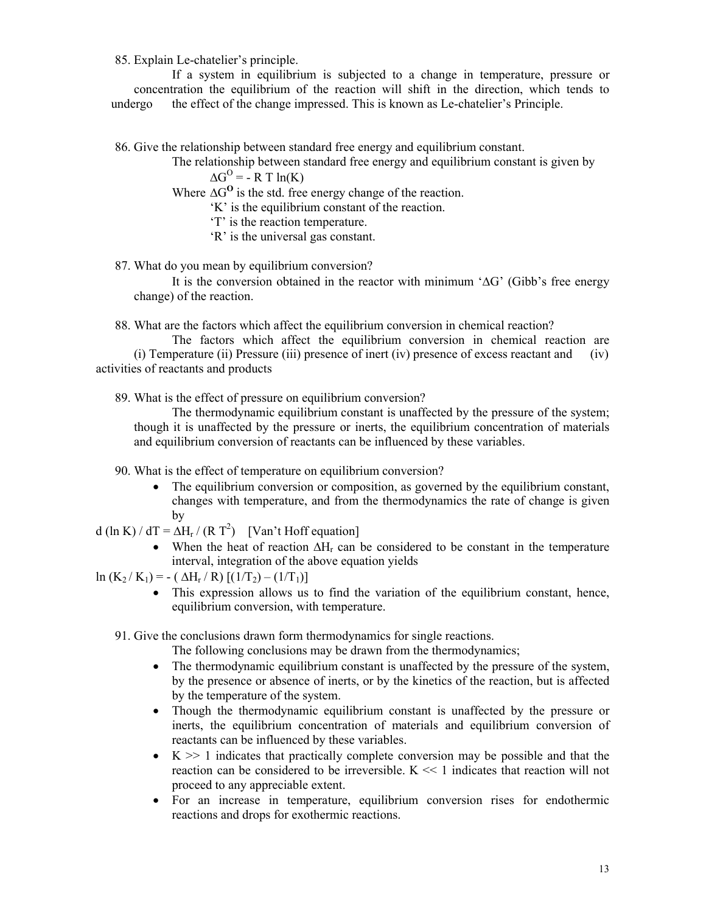85. Explain Le-chatelier's principle.

If a system in equilibrium is subjected to a change in temperature, pressure or concentration the equilibrium of the reaction will shift in the direction, which tends to undergo the effect of the change impressed. This is known as Le-chatelier's Principle.

86. Give the relationship between standard free energy and equilibrium constant.

The relationship between standard free energy and equilibrium constant is given by

$\Delta G^O = - R\ T\ \ln(K)$

Where $\Delta G^O$ is the std. free energy change of the reaction.

'K' is the equilibrium constant of the reaction.

'T' is the reaction temperature.

'R' is the universal gas constant.

87. What do you mean by equilibrium conversion?

It is the conversion obtained in the reactor with minimum '$\Delta G$' (Gibb's free energy change) of the reaction.

88. What are the factors which affect the equilibrium conversion in chemical reaction?

The factors which affect the equilibrium conversion in chemical reaction are (i) Temperature (ii) Pressure (iii) presence of inert (iv) presence of excess reactant and (iv) activities of reactants and products

89. What is the effect of pressure on equilibrium conversion?

The thermodynamic equilibrium constant is unaffected by the pressure of the system; though it is unaffected by the pressure or inerts, the equilibrium concentration of materials and equilibrium conversion of reactants can be influenced by these variables.

90. What is the effect of temperature on equilibrium conversion?

- The equilibrium conversion or composition, as governed by the equilibrium constant, changes with temperature, and from the thermodynamics the rate of change is given by

$d (\ln K) / dT = \Delta H_r / (R\ T^2)$ [Van't Hoff equation]

- When the heat of reaction $\Delta H_r$ can be considered to be constant in the temperature interval, integration of the above equation yields

$\ln (K_2 / K_1) = - ( \Delta H_r / R) [(1/T_2) - (1/T_1)]$

- This expression allows us to find the variation of the equilibrium constant, hence, equilibrium conversion, with temperature.

91. Give the conclusions drawn form thermodynamics for single reactions.

The following conclusions may be drawn from the thermodynamics;

- The thermodynamic equilibrium constant is unaffected by the pressure of the system, by the presence or absence of inerts, or by the kinetics of the reaction, but is affected by the temperature of the system.
- Though the thermodynamic equilibrium constant is unaffected by the pressure or inerts, the equilibrium concentration of materials and equilibrium conversion of reactants can be influenced by these variables.
- $K >> 1$ indicates that practically complete conversion may be possible and that the reaction can be considered to be irreversible. $K << 1$ indicates that reaction will not proceed to any appreciable extent.
- For an increase in temperature, equilibrium conversion rises for endothermic reactions and drops for exothermic reactions.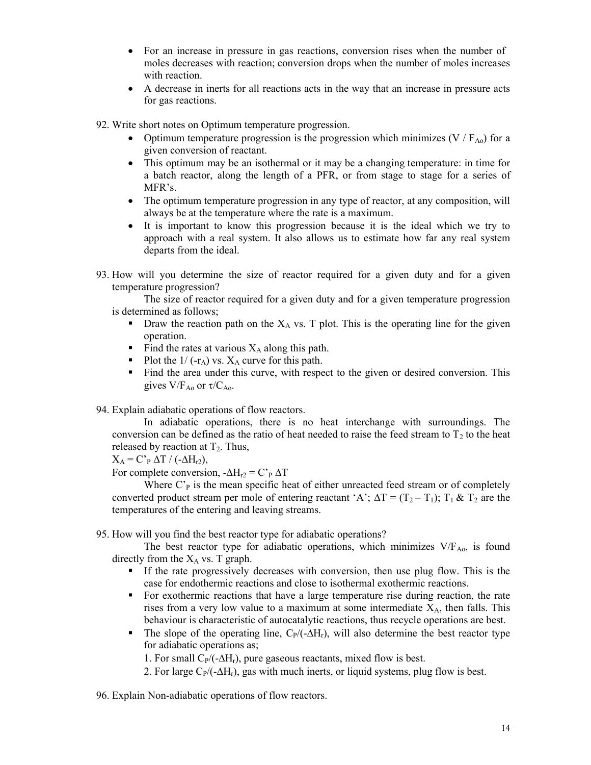- For an increase in pressure in gas reactions, conversion rises when the number of moles decreases with reaction; conversion drops when the number of moles increases with reaction.
- A decrease in inerts for all reactions acts in the way that an increase in pressure acts for gas reactions.

92. Write short notes on Optimum temperature progression.
    - Optimum temperature progression is the progression which minimizes ($V / F_{Ao}$) for a given conversion of reactant.
    - This optimum may be an isothermal or it may be a changing temperature: in time for a batch reactor, along the length of a PFR, or from stage to stage for a series of MFR's.
    - The optimum temperature progression in any type of reactor, at any composition, will always be at the temperature where the rate is a maximum.
    - It is important to know this progression because it is the ideal which we try to approach with a real system. It also allows us to estimate how far any real system departs from the ideal.

93. How will you determine the size of reactor required for a given duty and for a given temperature progression?

    The size of reactor required for a given duty and for a given temperature progression is determined as follows;
    - Draw the reaction path on the $X_A$ vs. T plot. This is the operating line for the given operation.
    - Find the rates at various $X_A$ along this path.
    - Plot the $1/(-r_A)$ vs. $X_A$ curve for this path.
    - Find the area under this curve, with respect to the given or desired conversion. This gives $V/F_{Ao}$ or $\tau/C_{Ao}$.

94. Explain adiabatic operations of flow reactors.

    In adiabatic operations, there is no heat interchange with surroundings. The conversion can be defined as the ratio of heat needed to raise the feed stream to $T_2$ to the heat released by reaction at $T_2$. Thus,

    $X_A = C'_P \Delta T / (-\Delta H_{r2})$,

    For complete conversion, $-\Delta H_{r2} = C'_P \Delta T$

    Where $C'_P$ is the mean specific heat of either unreacted feed stream or of completely converted product stream per mole of entering reactant 'A'; $\Delta T = (T_2 - T_1)$; $T_1$ & $T_2$ are the temperatures of the entering and leaving streams.

95. How will you find the best reactor type for adiabatic operations?

    The best reactor type for adiabatic operations, which minimizes $V/F_{Ao}$, is found directly from the $X_A$ vs. T graph.
    - If the rate progressively decreases with conversion, then use plug flow. This is the case for endothermic reactions and close to isothermal exothermic reactions.
    - For exothermic reactions that have a large temperature rise during reaction, the rate rises from a very low value to a maximum at some intermediate $X_A$, then falls. This behaviour is characteristic of autocatalytic reactions, thus recycle operations are best.
    - The slope of the operating line, $C_P/(-\Delta H_r)$, will also determine the best reactor type for adiabatic operations as;

      1. For small $C_P/(-\Delta H_r)$, pure gaseous reactants, mixed flow is best.

      2. For large $C_P/(-\Delta H_r)$, gas with much inerts, or liquid systems, plug flow is best.

96. Explain Non-adiabatic operations of flow reactors.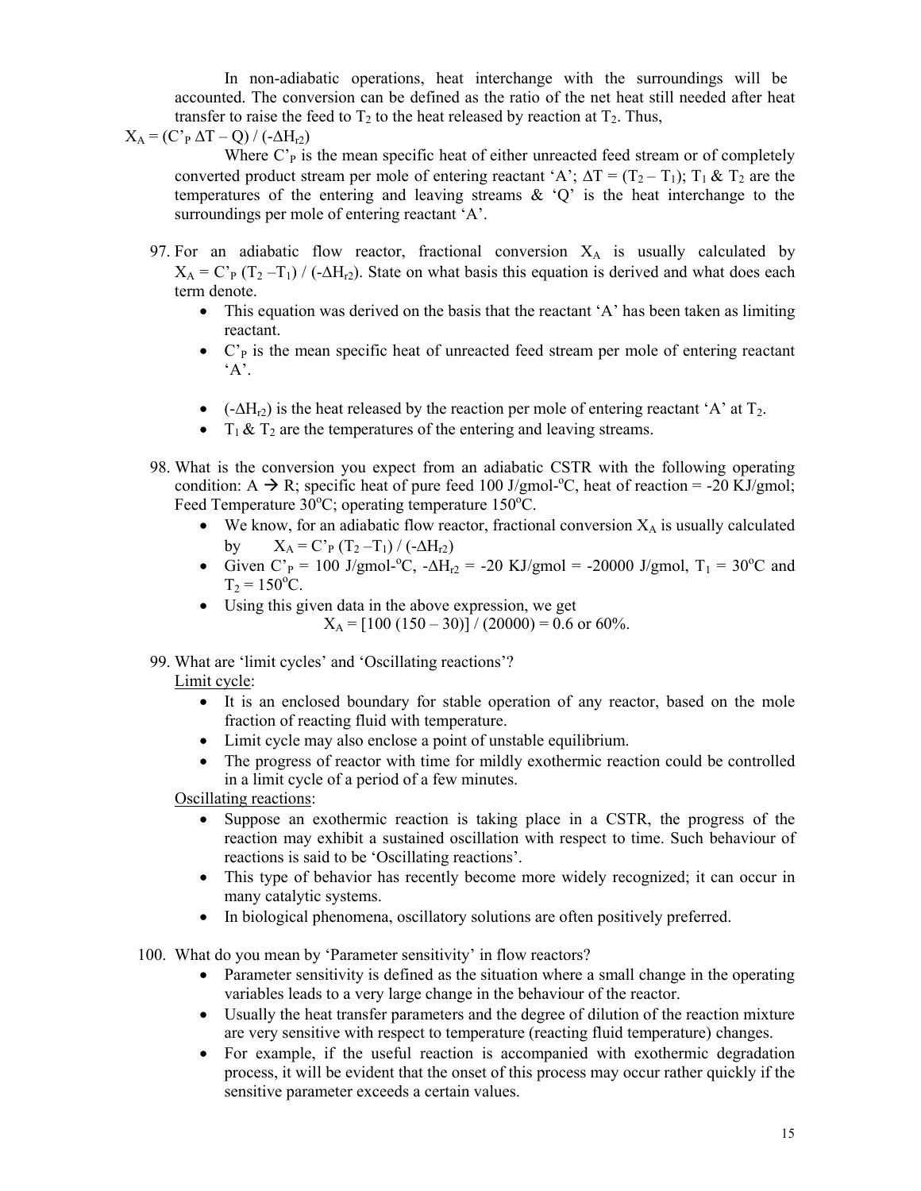In non-adiabatic operations, heat interchange with the surroundings will be accounted. The conversion can be defined as the ratio of the net heat still needed after heat transfer to raise the feed to $T_2$ to the heat released by reaction at $T_2$. Thus,

$X_A = (C'_P \Delta T - Q) / (-\Delta H_{r2})$

Where $C'_P$ is the mean specific heat of either unreacted feed stream or of completely converted product stream per mole of entering reactant 'A'; $\Delta T = (T_2 - T_1)$; $T_1$ & $T_2$ are the temperatures of the entering and leaving streams & 'Q' is the heat interchange to the surroundings per mole of entering reactant 'A'.

97. For an adiabatic flow reactor, fractional conversion $X_A$ is usually calculated by $X_A = C'_P (T_2 - T_1) / (-\Delta H_{r2})$. State on what basis this equation is derived and what does each term denote.
    - This equation was derived on the basis that the reactant 'A' has been taken as limiting reactant.
    - $C'_P$ is the mean specific heat of unreacted feed stream per mole of entering reactant 'A'.
    - $(-\Delta H_{r2})$ is the heat released by the reaction per mole of entering reactant 'A' at $T_2$.
    - $T_1$ & $T_2$ are the temperatures of the entering and leaving streams.

98. What is the conversion you expect from an adiabatic CSTR with the following operating condition: A → R; specific heat of pure feed 100 J/gmol-°C, heat of reaction = -20 KJ/gmol; Feed Temperature 30°C; operating temperature 150°C.
    - We know, for an adiabatic flow reactor, fractional conversion $X_A$ is usually calculated by $X_A = C'_P (T_2 - T_1) / (-\Delta H_{r2})$
    - Given $C'_P$ = 100 J/gmol-°C, $-\Delta H_{r2}$ = -20 KJ/gmol = -20000 J/gmol, $T_1$ = 30°C and $T_2$ = 150°C.
    - Using this given data in the above expression, we get

      $X_A = [100 (150 - 30)] / (20000) = 0.6$ or 60%.

99. What are 'limit cycles' and 'Oscillating reactions'?

    Limit cycle:
    - It is an enclosed boundary for stable operation of any reactor, based on the mole fraction of reacting fluid with temperature.
    - Limit cycle may also enclose a point of unstable equilibrium.
    - The progress of reactor with time for mildly exothermic reaction could be controlled in a limit cycle of a period of a few minutes.

    Oscillating reactions:
    - Suppose an exothermic reaction is taking place in a CSTR, the progress of the reaction may exhibit a sustained oscillation with respect to time. Such behaviour of reactions is said to be 'Oscillating reactions'.
    - This type of behavior has recently become more widely recognized; it can occur in many catalytic systems.
    - In biological phenomena, oscillatory solutions are often positively preferred.

100. What do you mean by 'Parameter sensitivity' in flow reactors?
    - Parameter sensitivity is defined as the situation where a small change in the operating variables leads to a very large change in the behaviour of the reactor.
    - Usually the heat transfer parameters and the degree of dilution of the reaction mixture are very sensitive with respect to temperature (reacting fluid temperature) changes.
    - For example, if the useful reaction is accompanied with exothermic degradation process, it will be evident that the onset of this process may occur rather quickly if the sensitive parameter exceeds a certain values.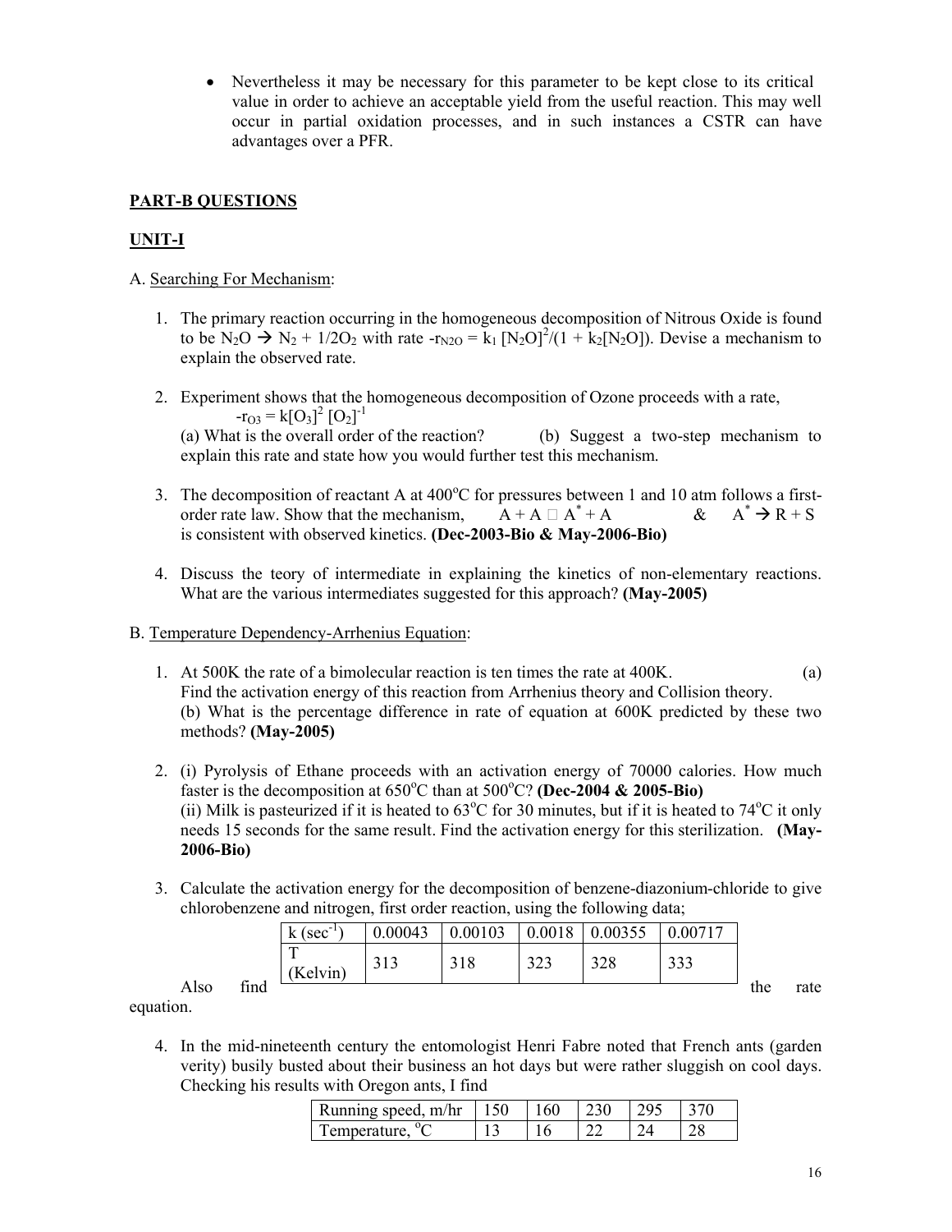- Nevertheless it may be necessary for this parameter to be kept close to its critical value in order to achieve an acceptable yield from the useful reaction. This may well occur in partial oxidation processes, and in such instances a CSTR can have advantages over a PFR.

## PART-B QUESTIONS

## UNIT-I

A. Searching For Mechanism:

1. The primary reaction occurring in the homogeneous decomposition of Nitrous Oxide is found to be $N_2O \rightarrow N_2 + 1/2O_2$ with rate $-r_{N2O} = k_1 [N_2O]^2/(1 + k_2[N_2O])$. Devise a mechanism to explain the observed rate.

2. Experiment shows that the homogeneous decomposition of Ozone proceeds with a rate, $-r_{O3} = k[O_3]^2 [O_2]^{-1}$
(a) What is the overall order of the reaction? (b) Suggest a two-step mechanism to explain this rate and state how you would further test this mechanism.

3. The decomposition of reactant A at 400°C for pressures between 1 and 10 atm follows a first-order rate law. Show that the mechanism, $A + A \rightleftharpoons A^* + A$ & $A^* \rightarrow R + S$ is consistent with observed kinetics. **(Dec-2003-Bio & May-2006-Bio)**

4. Discuss the teory of intermediate in explaining the kinetics of non-elementary reactions. What are the various intermediates suggested for this approach? **(May-2005)**

B. Temperature Dependency-Arrhenius Equation:

1. At 500K the rate of a bimolecular reaction is ten times the rate at 400K. (a) Find the activation energy of this reaction from Arrhenius theory and Collision theory.
(b) What is the percentage difference in rate of equation at 600K predicted by these two methods? **(May-2005)**

2. (i) Pyrolysis of Ethane proceeds with an activation energy of 70000 calories. How much faster is the decomposition at 650°C than at 500°C? **(Dec-2004 & 2005-Bio)**
(ii) Milk is pasteurized if it is heated to 63°C for 30 minutes, but if it is heated to 74°C it only needs 15 seconds for the same result. Find the activation energy for this sterilization. **(May-2006-Bio)**

3. Calculate the activation energy for the decomposition of benzene-diazonium-chloride to give chlorobenzene and nitrogen, first order reaction, using the following data;

| k ($sec^{-1}$) | 0.00043 | 0.00103 | 0.0018 | 0.00355 | 0.00717 |
|---|---|---|---|---|---|
| T (Kelvin) | 313 | 318 | 323 | 328 | 333 |

Also find the rate equation.

4. In the mid-nineteenth century the entomologist Henri Fabre noted that French ants (garden verity) busily busted about their business an hot days but were rather sluggish on cool days. Checking his results with Oregon ants, I find

| Running speed, m/hr | 150 | 160 | 230 | 295 | 370 |
|---|---|---|---|---|---|
| Temperature, °C | 13 | 16 | 22 | 24 | 28 |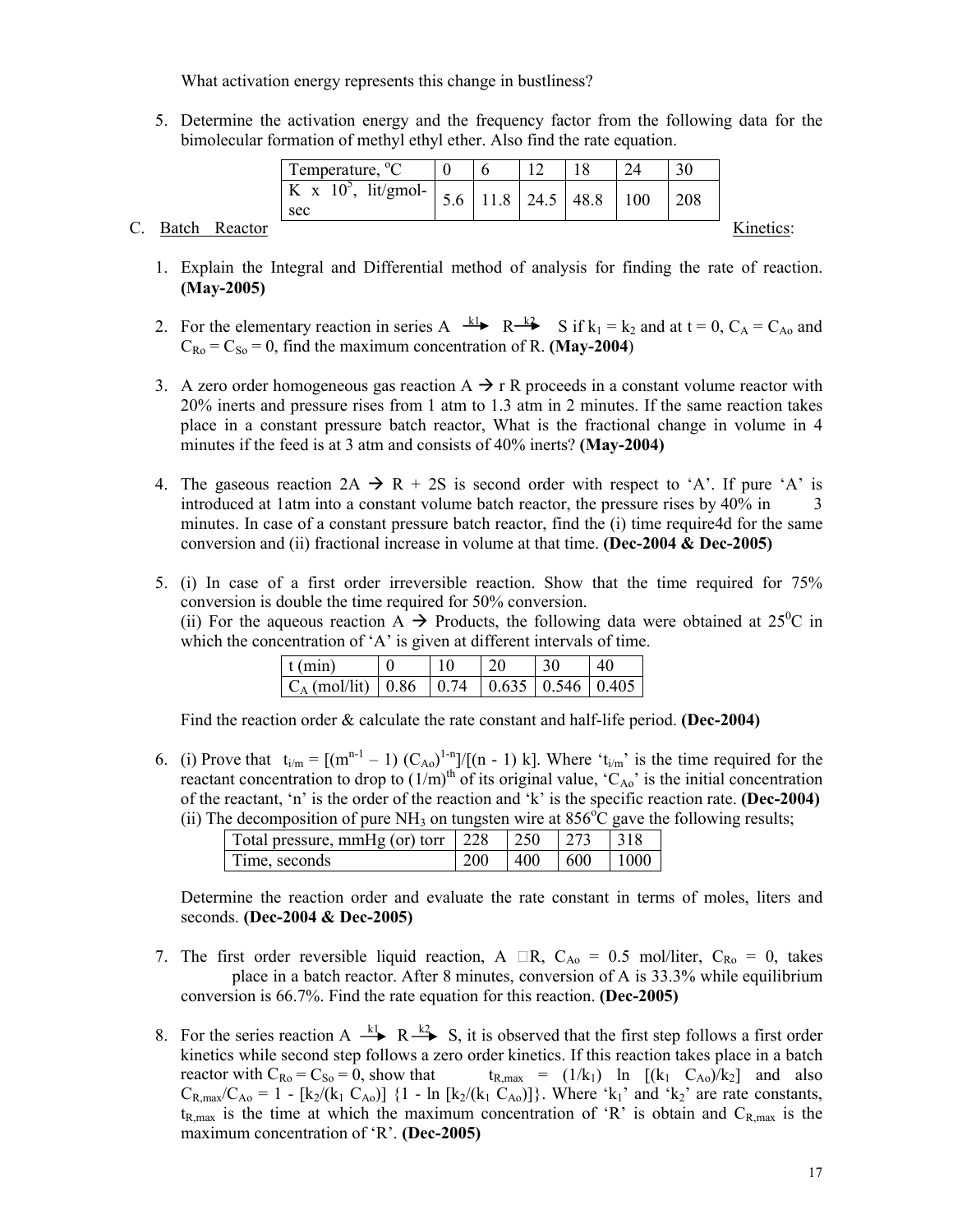What activation energy represents this change in bustliness?

5. Determine the activation energy and the frequency factor from the following data for the bimolecular formation of methyl ethyl ether. Also find the rate equation.

| Temperature, $^oC$ | 0 | 6 | 12 | 18 | 24 | 30 |
|---|---|---|---|---|---|---|
| K x $10^5$, lit/gmol-sec | 5.6 | 11.8 | 24.5 | 48.8 | 100 | 208 |

C. Batch Reactor Kinetics:

1. Explain the Integral and Differential method of analysis for finding the rate of reaction. **(May-2005)**

2. For the elementary reaction in series $A \xrightarrow{k1} R \xrightarrow{k2} S$ if $k_1 = k_2$ and at t = 0, $C_A = C_{Ao}$ and $C_{Ro} = C_{So} = 0$, find the maximum concentration of R. **(May-2004)**

3. A zero order homogeneous gas reaction A → r R proceeds in a constant volume reactor with 20% inerts and pressure rises from 1 atm to 1.3 atm in 2 minutes. If the same reaction takes place in a constant pressure batch reactor, What is the fractional change in volume in 4 minutes if the feed is at 3 atm and consists of 40% inerts? **(May-2004)**

4. The gaseous reaction 2A → R + 2S is second order with respect to 'A'. If pure 'A' is introduced at 1atm into a constant volume batch reactor, the pressure rises by 40% in 3 minutes. In case of a constant pressure batch reactor, find the (i) time require4d for the same conversion and (ii) fractional increase in volume at that time. **(Dec-2004 & Dec-2005)**

5. (i) In case of a first order irreversible reaction. Show that the time required for 75% conversion is double the time required for 50% conversion.
   (ii) For the aqueous reaction A → Products, the following data were obtained at $25^0C$ in which the concentration of 'A' is given at different intervals of time.

| t (min) | 0 | 10 | 20 | 30 | 40 |
|---|---|---|---|---|---|
| $C_A$ (mol/lit) | 0.86 | 0.74 | 0.635 | 0.546 | 0.405 |

   Find the reaction order & calculate the rate constant and half-life period. **(Dec-2004)**

6. (i) Prove that $t_{i/m} = [(m^{n-1} - 1) (C_{Ao})^{1-n}]/[(n - 1) k]$. Where '$t_{i/m}$' is the time required for the reactant concentration to drop to $(1/m)^{th}$ of its original value, '$C_{Ao}$' is the initial concentration of the reactant, 'n' is the order of the reaction and 'k' is the specific reaction rate. **(Dec-2004)**
   (ii) The decomposition of pure $NH_3$ on tungsten wire at $856^oC$ gave the following results;

| Total pressure, mmHg (or) torr | 228 | 250 | 273 | 318 |
|---|---|---|---|---|
| Time, seconds | 200 | 400 | 600 | 1000 |

   Determine the reaction order and evaluate the rate constant in terms of moles, liters and seconds. **(Dec-2004 & Dec-2005)**

7. The first order reversible liquid reaction, A ⇌R, $C_{Ao}$ = 0.5 mol/liter, $C_{Ro}$ = 0, takes place in a batch reactor. After 8 minutes, conversion of A is 33.3% while equilibrium conversion is 66.7%. Find the rate equation for this reaction. **(Dec-2005)**

8. For the series reaction $A \xrightarrow{k1} R \xrightarrow{k2} S$, it is observed that the first step follows a first order kinetics while second step follows a zero order kinetics. If this reaction takes place in a batch reactor with $C_{Ro} = C_{So} = 0$, show that $t_{R,max} = (1/k_1) \ln [(k_1 C_{Ao})/k_2]$ and also $C_{R,max}/C_{Ao} = 1 - [k_2/(k_1 C_{Ao})] \{1 - \ln [k_2/(k_1 C_{Ao})]\}$. Where '$k_1$' and '$k_2$' are rate constants, $t_{R,max}$ is the time at which the maximum concentration of 'R' is obtain and $C_{R,max}$ is the maximum concentration of 'R'. **(Dec-2005)**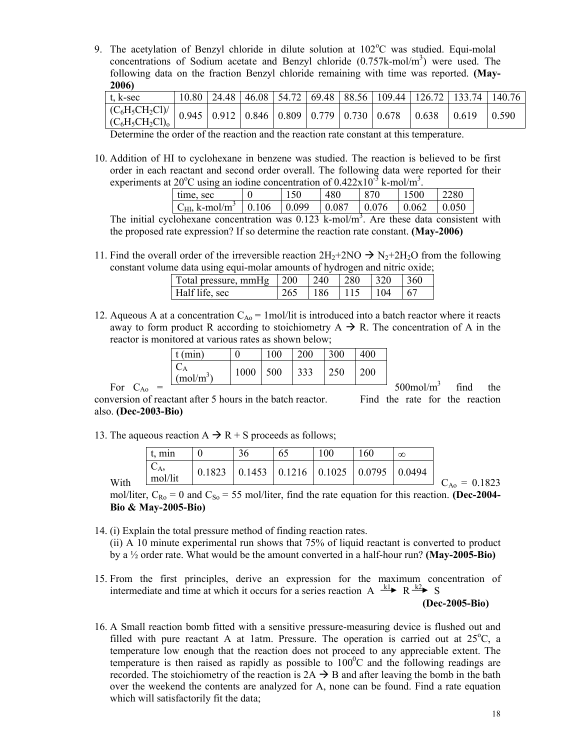9. The acetylation of Benzyl chloride in dilute solution at 102°C was studied. Equi-molal concentrations of Sodium acetate and Benzyl chloride (0.757k-mol/m$^3$) were used. The following data on the fraction Benzyl chloride remaining with time was reported. **(May-2006)**

| t, k-sec | 10.80 | 24.48 | 46.08 | 54.72 | 69.48 | 88.56 | 109.44 | 126.72 | 133.74 | 140.76 |
|---|---|---|---|---|---|---|---|---|---|---|
| $(C_6H_5CH_2Cl)/(C_6H_5CH_2Cl)_o$ | 0.945 | 0.912 | 0.846 | 0.809 | 0.779 | 0.730 | 0.678 | 0.638 | 0.619 | 0.590 |

Determine the order of the reaction and the reaction rate constant at this temperature.

10. Addition of HI to cyclohexane in benzene was studied. The reaction is believed to be first order in each reactant and second order overall. The following data were reported for their experiments at 20°C using an iodine concentration of 0.422x10$^{-3}$ k-mol/m$^3$.

| time, sec | 0 | 150 | 480 | 870 | 1500 | 2280 |
|---|---|---|---|---|---|---|
| $C_{HI}$, k-mol/m$^3$ | 0.106 | 0.099 | 0.087 | 0.076 | 0.062 | 0.050 |

The initial cyclohexane concentration was 0.123 k-mol/m$^3$. Are these data consistent with the proposed rate expression? If so determine the reaction rate constant. **(May-2006)**

11. Find the overall order of the irreversible reaction $2H_2+2NO \rightarrow N_2+2H_2O$ from the following constant volume data using equi-molar amounts of hydrogen and nitric oxide;

| Total pressure, mmHg | 200 | 240 | 280 | 320 | 360 |
|---|---|---|---|---|---|
| Half life, sec | 265 | 186 | 115 | 104 | 67 |

12. Aqueous A at a concentration $C_{Ao}$ = 1mol/lit is introduced into a batch reactor where it reacts away to form product R according to stoichiometry A → R. The concentration of A in the reactor is monitored at various rates as shown below;

| t (min) | 0 | 100 | 200 | 300 | 400 |
|---|---|---|---|---|---|
| $C_A$ (mol/m$^3$) | 1000 | 500 | 333 | 250 | 200 |

For $C_{Ao}$ = 500mol/m$^3$ find the conversion of reactant after 5 hours in the batch reactor. Find the rate for the reaction also. **(Dec-2003-Bio)**

13. The aqueous reaction A → R + S proceeds as follows;

| t, min | 0 | 36 | 65 | 100 | 160 | ∞ |
|---|---|---|---|---|---|---|
| $C_A$, mol/lit | 0.1823 | 0.1453 | 0.1216 | 0.1025 | 0.0795 | 0.0494 |

With $C_{Ao}$ = 0.1823 mol/liter, $C_{Ro}$ = 0 and $C_{So}$ = 55 mol/liter, find the rate equation for this reaction. **(Dec-2004-Bio & May-2005-Bio)**

14. (i) Explain the total pressure method of finding reaction rates.
    (ii) A 10 minute experimental run shows that 75% of liquid reactant is converted to product by a ½ order rate. What would be the amount converted in a half-hour run? **(May-2005-Bio)**

15. From the first principles, derive an expression for the maximum concentration of intermediate and time at which it occurs for a series reaction $A \xrightarrow{k1} R \xrightarrow{k2} S$ **(Dec-2005-Bio)**

16. A Small reaction bomb fitted with a sensitive pressure-measuring device is flushed out and filled with pure reactant A at 1atm. Pressure. The operation is carried out at 25°C, a temperature low enough that the reaction does not proceed to any appreciable extent. The temperature is then raised as rapidly as possible to 100°C and the following readings are recorded. The stoichiometry of the reaction is 2A → B and after leaving the bomb in the bath over the weekend the contents are analyzed for A, none can be found. Find a rate equation which will satisfactorily fit the data;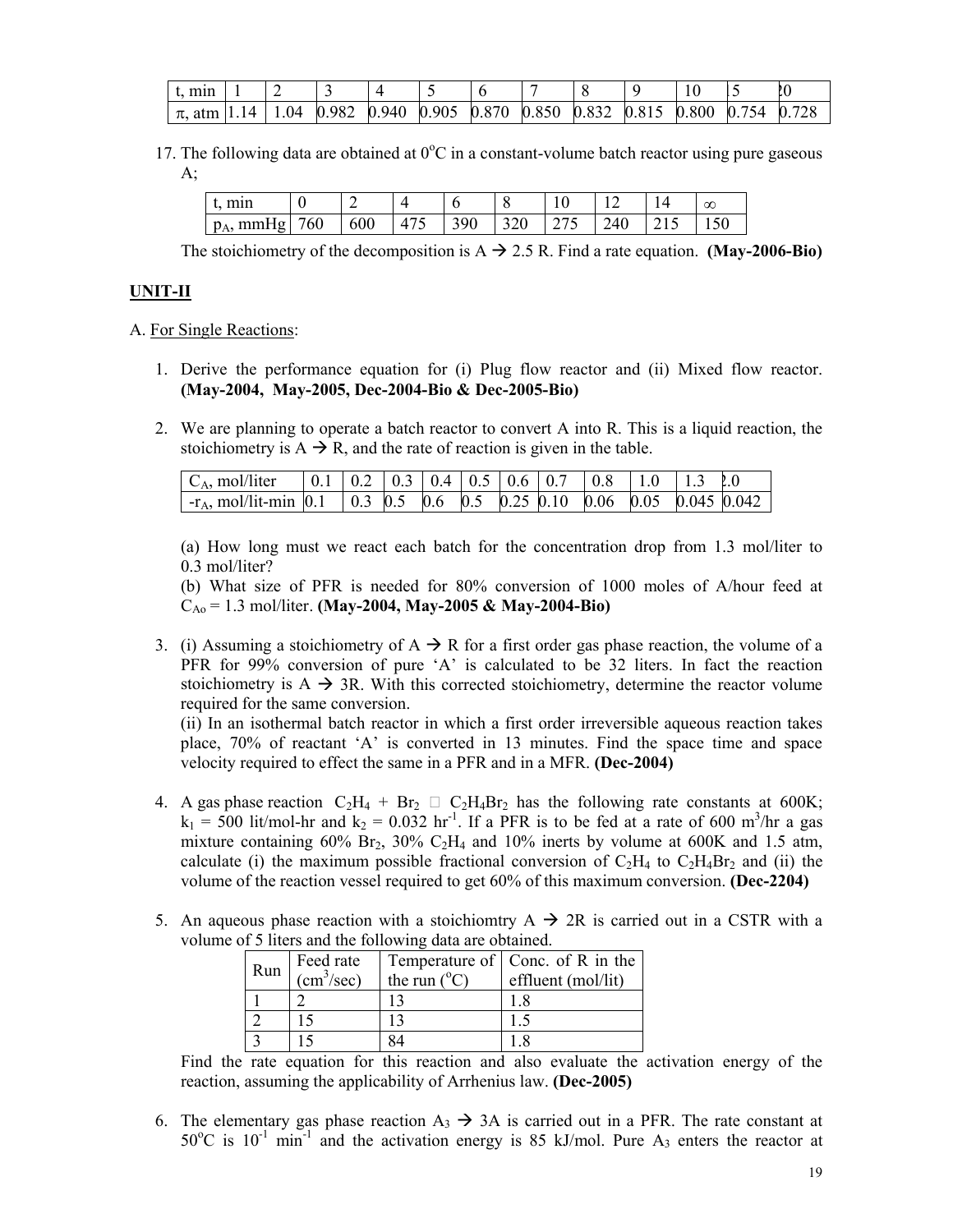| t, min | 1 | 2 | 3 | 4 | 5 | 6 | 7 | 8 | 9 | 10 | 5 | 20 |
|---|---|---|---|---|---|---|---|---|---|---|---|---|
| $\pi$, atm | 1.14 | 1.04 | 0.982 | 0.940 | 0.905 | 0.870 | 0.850 | 0.832 | 0.815 | 0.800 | 0.754 | 0.728 |

17. The following data are obtained at $0^oC$ in a constant-volume batch reactor using pure gaseous A;

| t, min | 0 | 2 | 4 | 6 | 8 | 10 | 12 | 14 | $\infty$ |
|---|---|---|---|---|---|---|---|---|---|
| $p_A$, mmHg | 760 | 600 | 475 | 390 | 320 | 275 | 240 | 215 | 150 |

The stoichiometry of the decomposition is A $\rightarrow$ 2.5 R. Find a rate equation. **(May-2006-Bio)**

**UNIT-II**

A. For Single Reactions:

1. Derive the performance equation for (i) Plug flow reactor and (ii) Mixed flow reactor. **(May-2004, May-2005, Dec-2004-Bio & Dec-2005-Bio)**

2. We are planning to operate a batch reactor to convert A into R. This is a liquid reaction, the stoichiometry is A $\rightarrow$ R, and the rate of reaction is given in the table.

| $C_A$, mol/liter | 0.1 | 0.2 | 0.3 | 0.4 | 0.5 | 0.6 | 0.7 | 0.8 | 1.0 | 1.3 | 2.0 |
|---|---|---|---|---|---|---|---|---|---|---|---|
| $-r_A$, mol/lit-min | 0.1 | 0.3 | 0.5 | 0.6 | 0.5 | 0.25 | 0.10 | 0.06 | 0.05 | 0.045 | 0.042 |

(a) How long must we react each batch for the concentration drop from 1.3 mol/liter to 0.3 mol/liter?

(b) What size of PFR is needed for 80% conversion of 1000 moles of A/hour feed at $C_{Ao}$ = 1.3 mol/liter. **(May-2004, May-2005 & May-2004-Bio)**

3. (i) Assuming a stoichiometry of A $\rightarrow$ R for a first order gas phase reaction, the volume of a PFR for 99% conversion of pure 'A' is calculated to be 32 liters. In fact the reaction stoichiometry is A $\rightarrow$ 3R. With this corrected stoichiometry, determine the reactor volume required for the same conversion.

(ii) In an isothermal batch reactor in which a first order irreversible aqueous reaction takes place, 70% of reactant 'A' is converted in 13 minutes. Find the space time and space velocity required to effect the same in a PFR and in a MFR. **(Dec-2004)**

4. A gas phase reaction $C_2H_4 + Br_2 \rightleftharpoons C_2H_4Br_2$ has the following rate constants at 600K; $k_1$ = 500 lit/mol-hr and $k_2$ = 0.032 hr$^{-1}$. If a PFR is to be fed at a rate of 600 m$^3$/hr a gas mixture containing 60% $Br_2$, 30% $C_2H_4$ and 10% inerts by volume at 600K and 1.5 atm, calculate (i) the maximum possible fractional conversion of $C_2H_4$ to $C_2H_4Br_2$ and (ii) the volume of the reaction vessel required to get 60% of this maximum conversion. **(Dec-2204)**

5. An aqueous phase reaction with a stoichiomtry A $\rightarrow$ 2R is carried out in a CSTR with a volume of 5 liters and the following data are obtained.

| Run | Feed rate (cm$^3$/sec) | Temperature of the run ($^o$C) | Conc. of R in the effluent (mol/lit) |
|---|---|---|---|
| 1 | 2 | 13 | 1.8 |
| 2 | 15 | 13 | 1.5 |
| 3 | 15 | 84 | 1.8 |

Find the rate equation for this reaction and also evaluate the activation energy of the reaction, assuming the applicability of Arrhenius law. **(Dec-2005)**

6. The elementary gas phase reaction $A_3 \rightarrow 3A$ is carried out in a PFR. The rate constant at $50^oC$ is $10^{-1}$ min$^{-1}$ and the activation energy is 85 kJ/mol. Pure $A_3$ enters the reactor at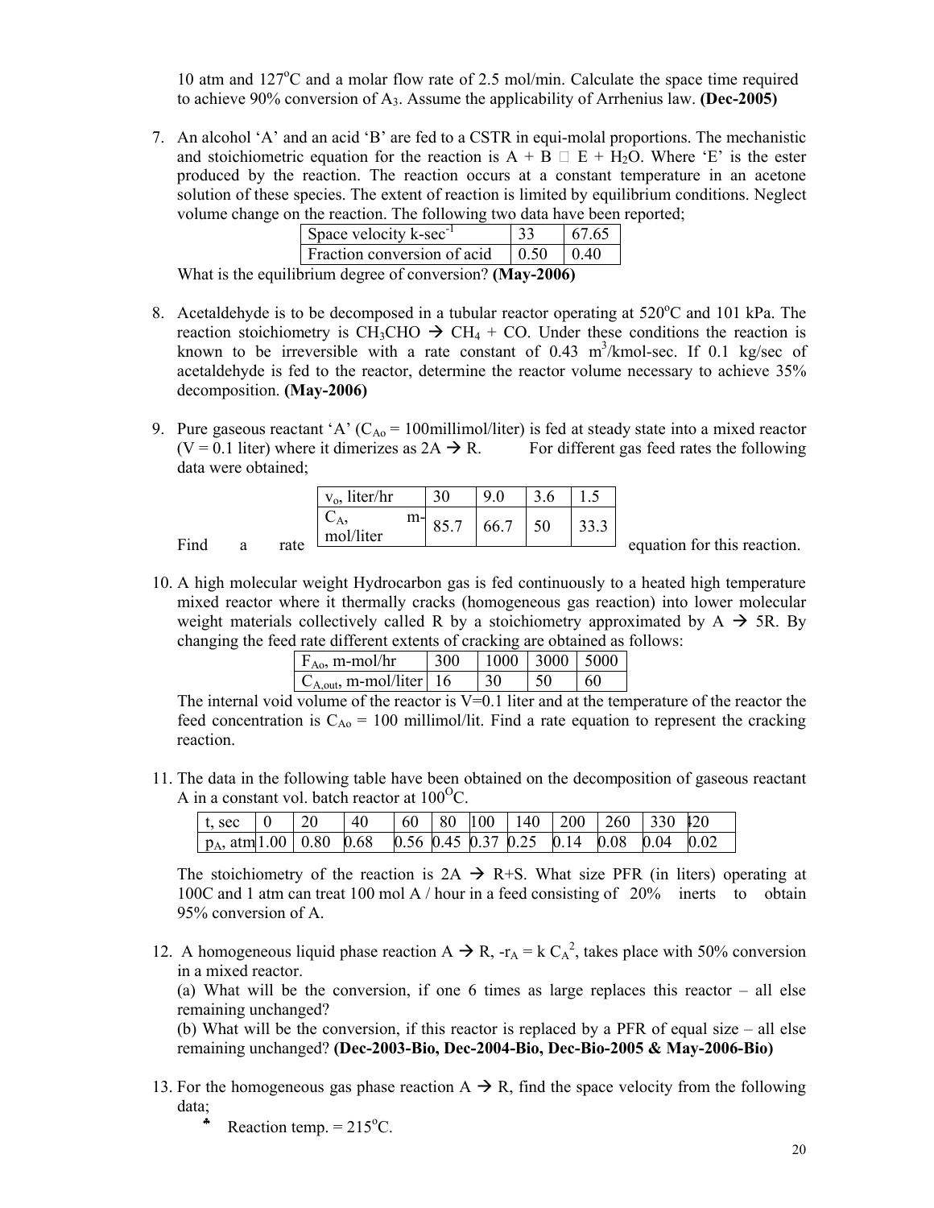10 atm and 127°C and a molar flow rate of 2.5 mol/min. Calculate the space time required to achieve 90% conversion of $A_3$. Assume the applicability of Arrhenius law. **(Dec-2005)**

7. An alcohol 'A' and an acid 'B' are fed to a CSTR in equi-molal proportions. The mechanistic and stoichiometric equation for the reaction is A + B  E + $H_2O$. Where 'E' is the ester produced by the reaction. The reaction occurs at a constant temperature in an acetone solution of these species. The extent of reaction is limited by equilibrium conditions. Neglect volume change on the reaction. The following two data have been reported;

| Space velocity k-sec$^{-1}$ | 33 | 67.65 |
|---|---|---|
| Fraction conversion of acid | 0.50 | 0.40 |

What is the equilibrium degree of conversion? **(May-2006)**

8. Acetaldehyde is to be decomposed in a tubular reactor operating at 520°C and 101 kPa. The reaction stoichiometry is $CH_3CHO \rightarrow CH_4 + CO$. Under these conditions the reaction is known to be irreversible with a rate constant of 0.43 m$^3$/kmol-sec. If 0.1 kg/sec of acetaldehyde is fed to the reactor, determine the reactor volume necessary to achieve 35% decomposition. **(May-2006)**

9. Pure gaseous reactant 'A' ($C_{Ao}$ = 100millimol/liter) is fed at steady state into a mixed reactor (V = 0.1 liter) where it dimerizes as 2A → R. For different gas feed rates the following data were obtained;

| $v_o$, liter/hr | 30 | 9.0 | 3.6 | 1.5 |
|---|---|---|---|---|
| $C_A$, m-mol/liter | 85.7 | 66.7 | 50 | 33.3 |

Find a rate equation for this reaction.

10. A high molecular weight Hydrocarbon gas is fed continuously to a heated high temperature mixed reactor where it thermally cracks (homogeneous gas reaction) into lower molecular weight materials collectively called R by a stoichiometry approximated by A → 5R. By changing the feed rate different extents of cracking are obtained as follows:

| $F_{Ao}$, m-mol/hr | 300 | 1000 | 3000 | 5000 |
|---|---|---|---|---|
| $C_{A,out}$, m-mol/liter | 16 | 30 | 50 | 60 |

The internal void volume of the reactor is V=0.1 liter and at the temperature of the reactor the feed concentration is $C_{Ao}$ = 100 millimol/lit. Find a rate equation to represent the cracking reaction.

11. The data in the following table have been obtained on the decomposition of gaseous reactant A in a constant vol. batch reactor at 100°C.

| t, sec | 0 | 20 | 40 | 60 | 80 | 100 | 140 | 200 | 260 | 330 | 420 |
|---|---|---|---|---|---|---|---|---|---|---|---|
| $p_A$, atm | 1.00 | 0.80 | 0.68 | 0.56 | 0.45 | 0.37 | 0.25 | 0.14 | 0.08 | 0.04 | 0.02 |

The stoichiometry of the reaction is 2A → R+S. What size PFR (in liters) operating at 100C and 1 atm can treat 100 mol A / hour in a feed consisting of 20% inerts to obtain 95% conversion of A.

12. A homogeneous liquid phase reaction A → R, $-r_A = k\,C_A^2$, takes place with 50% conversion in a mixed reactor.
(a) What will be the conversion, if one 6 times as large replaces this reactor – all else remaining unchanged?
(b) What will be the conversion, if this reactor is replaced by a PFR of equal size – all else remaining unchanged? **(Dec-2003-Bio, Dec-2004-Bio, Dec-Bio-2005 & May-2006-Bio)**

13. For the homogeneous gas phase reaction A → R, find the space velocity from the following data;
    - Reaction temp. = 215°C.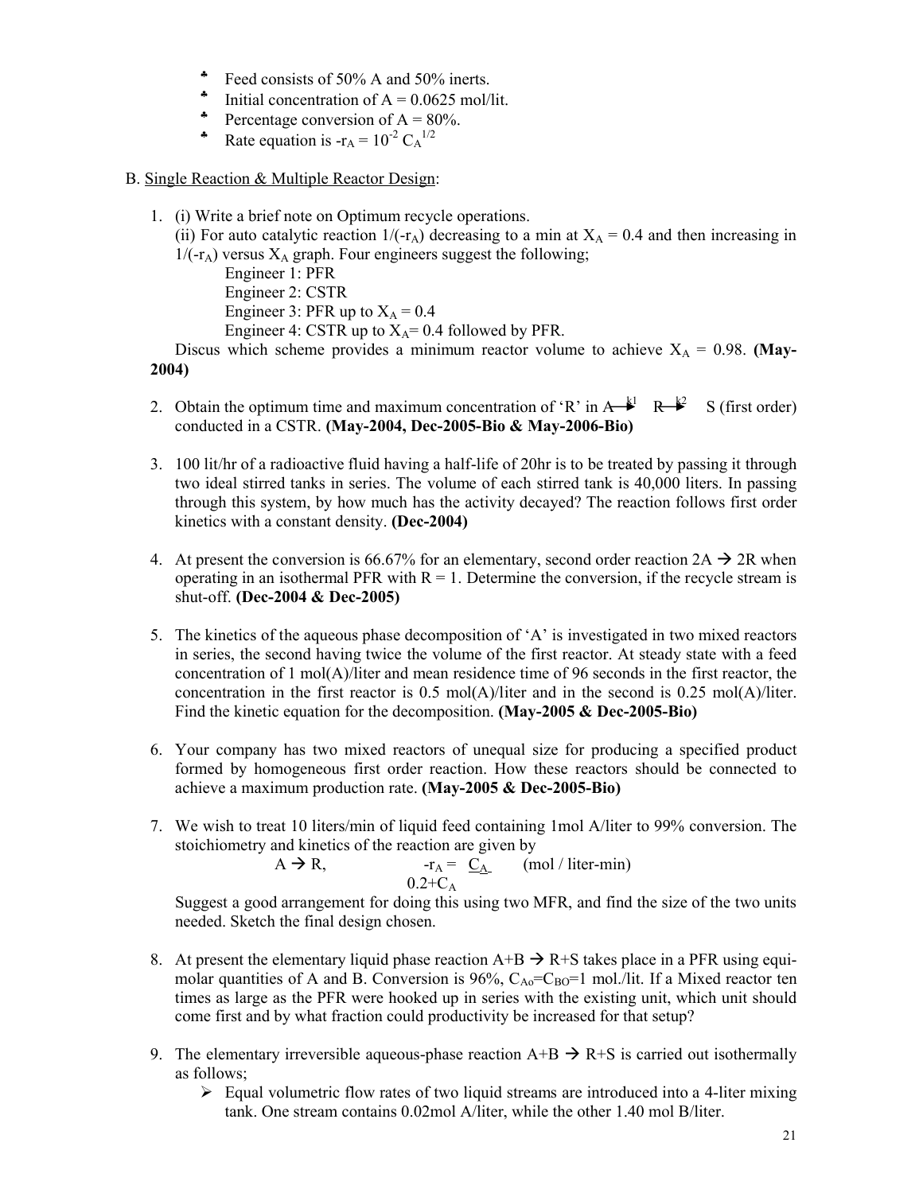- Feed consists of 50% A and 50% inerts.
- Initial concentration of A = 0.0625 mol/lit.
- Percentage conversion of A = 80%.
- Rate equation is $-r_A = 10^{-2} C_A^{1/2}$

B. Single Reaction & Multiple Reactor Design:

1. (i) Write a brief note on Optimum recycle operations.
   (ii) For auto catalytic reaction $1/(-r_A)$ decreasing to a min at $X_A = 0.4$ and then increasing in $1/(-r_A)$ versus $X_A$ graph. Four engineers suggest the following;
   Engineer 1: PFR
   Engineer 2: CSTR
   Engineer 3: PFR up to $X_A = 0.4$
   Engineer 4: CSTR up to $X_A = 0.4$ followed by PFR.
   Discus which scheme provides a minimum reactor volume to achieve $X_A = 0.98$. **(May-2004)**

2. Obtain the optimum time and maximum concentration of 'R' in $A \xrightarrow{k1} R \xrightarrow{k2} S$ (first order) conducted in a CSTR. **(May-2004, Dec-2005-Bio & May-2006-Bio)**

3. 100 lit/hr of a radioactive fluid having a half-life of 20hr is to be treated by passing it through two ideal stirred tanks in series. The volume of each stirred tank is 40,000 liters. In passing through this system, by how much has the activity decayed? The reaction follows first order kinetics with a constant density. **(Dec-2004)**

4. At present the conversion is 66.67% for an elementary, second order reaction $2A \rightarrow 2R$ when operating in an isothermal PFR with R = 1. Determine the conversion, if the recycle stream is shut-off. **(Dec-2004 & Dec-2005)**

5. The kinetics of the aqueous phase decomposition of 'A' is investigated in two mixed reactors in series, the second having twice the volume of the first reactor. At steady state with a feed concentration of 1 mol(A)/liter and mean residence time of 96 seconds in the first reactor, the concentration in the first reactor is 0.5 mol(A)/liter and in the second is 0.25 mol(A)/liter. Find the kinetic equation for the decomposition. **(May-2005 & Dec-2005-Bio)**

6. Your company has two mixed reactors of unequal size for producing a specified product formed by homogeneous first order reaction. How these reactors should be connected to achieve a maximum production rate. **(May-2005 & Dec-2005-Bio)**

7. We wish to treat 10 liters/min of liquid feed containing 1mol A/liter to 99% conversion. The stoichiometry and kinetics of the reaction are given by

   $$A \rightarrow R, \qquad -r_A = \frac{C_A}{0.2 + C_A} \quad \text{(mol / liter-min)}$$

   Suggest a good arrangement for doing this using two MFR, and find the size of the two units needed. Sketch the final design chosen.

8. At present the elementary liquid phase reaction $A+B \rightarrow R+S$ takes place in a PFR using equi-molar quantities of A and B. Conversion is 96%, $C_{Ao}=C_{BO}=1$ mol./lit. If a Mixed reactor ten times as large as the PFR were hooked up in series with the existing unit, which unit should come first and by what fraction could productivity be increased for that setup?

9. The elementary irreversible aqueous-phase reaction $A+B \rightarrow R+S$ is carried out isothermally as follows;
   - Equal volumetric flow rates of two liquid streams are introduced into a 4-liter mixing tank. One stream contains 0.02mol A/liter, while the other 1.40 mol B/liter.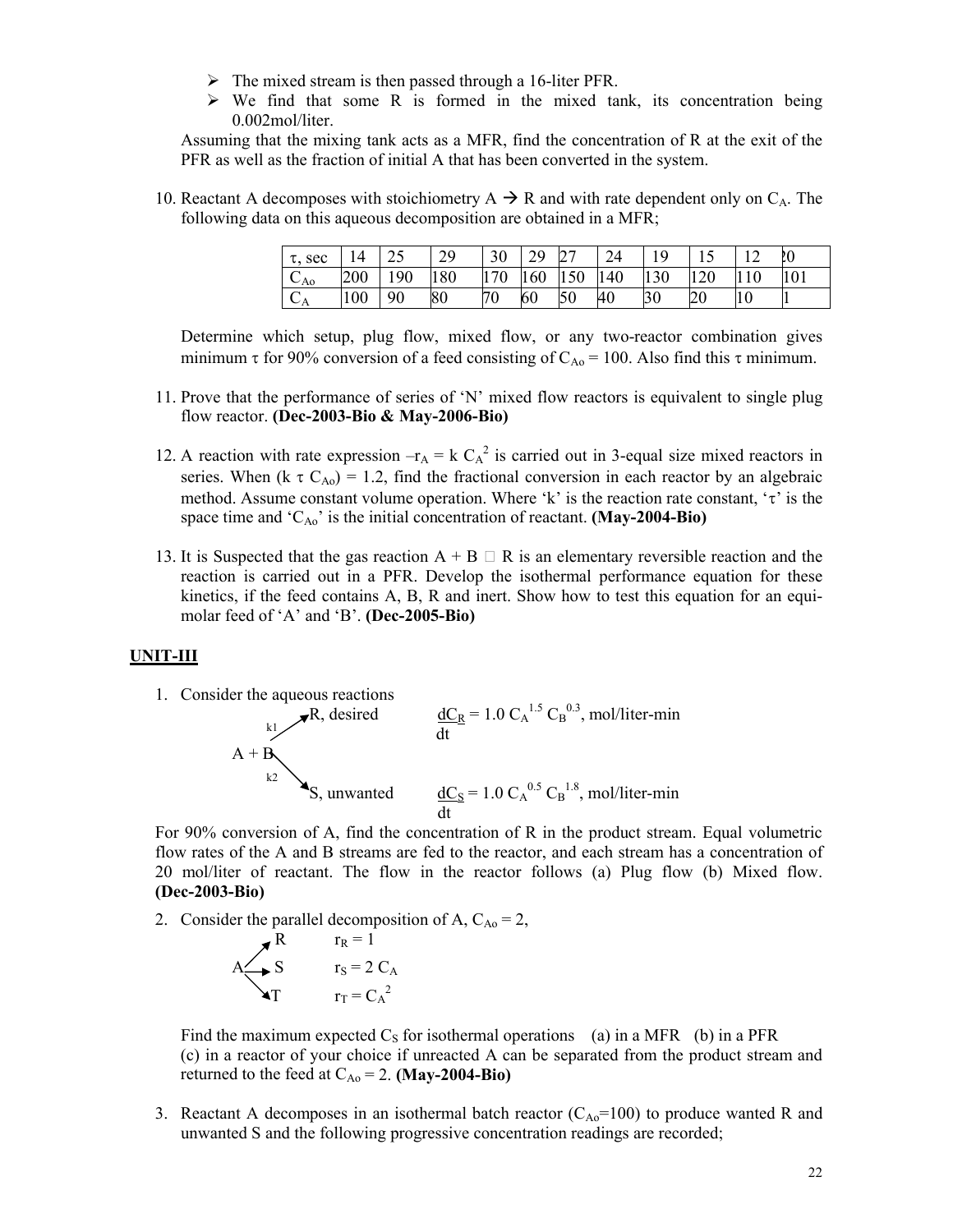- The mixed stream is then passed through a 16-liter PFR.
- We find that some R is formed in the mixed tank, its concentration being 0.002mol/liter.

Assuming that the mixing tank acts as a MFR, find the concentration of R at the exit of the PFR as well as the fraction of initial A that has been converted in the system.

10. Reactant A decomposes with stoichiometry A → R and with rate dependent only on $C_A$. The following data on this aqueous decomposition are obtained in a MFR;

| $\tau$, sec | 14 | 25 | 29 | 30 | 29 | 27 | 24 | 19 | 15 | 12 | 20 |
|---|---|---|---|---|---|---|---|---|---|---|---|
| $C_{Ao}$ | 200 | 190 | 180 | 170 | 160 | 150 | 140 | 130 | 120 | 110 | 101 |
| $C_A$ | 100 | 90 | 80 | 70 | 60 | 50 | 40 | 30 | 20 | 10 | 1 |

Determine which setup, plug flow, mixed flow, or any two-reactor combination gives minimum $\tau$ for 90% conversion of a feed consisting of $C_{Ao}$ = 100. Also find this $\tau$ minimum.

11. Prove that the performance of series of 'N' mixed flow reactors is equivalent to single plug flow reactor. **(Dec-2003-Bio & May-2006-Bio)**

12. A reaction with rate expression $-r_A = k\, C_A^2$ is carried out in 3-equal size mixed reactors in series. When $(k\, \tau\, C_{Ao}) = 1.2$, find the fractional conversion in each reactor by an algebraic method. Assume constant volume operation. Where 'k' is the reaction rate constant, '$\tau$' is the space time and '$C_{Ao}$' is the initial concentration of reactant. **(May-2004-Bio)**

13. It is Suspected that the gas reaction A + B ⇌ R is an elementary reversible reaction and the reaction is carried out in a PFR. Develop the isothermal performance equation for these kinetics, if the feed contains A, B, R and inert. Show how to test this equation for an equi-molar feed of 'A' and 'B'. **(Dec-2005-Bio)**

## UNIT-III

1. Consider the aqueous reactions

$$A + B \xrightarrow{k_1} R, \text{ desired} \qquad \frac{dC_R}{dt} = 1.0\, C_A^{1.5}\, C_B^{0.3}, \text{ mol/liter-min}$$

$$A + B \xrightarrow{k_2} S, \text{ unwanted} \qquad \frac{dC_S}{dt} = 1.0\, C_A^{0.5}\, C_B^{1.8}, \text{ mol/liter-min}$$

For 90% conversion of A, find the concentration of R in the product stream. Equal volumetric flow rates of the A and B streams are fed to the reactor, and each stream has a concentration of 20 mol/liter of reactant. The flow in the reactor follows (a) Plug flow (b) Mixed flow. **(Dec-2003-Bio)**

2. Consider the parallel decomposition of A, $C_{Ao}$ = 2,

$$A \to R \qquad r_R = 1$$
$$A \to S \qquad r_S = 2\, C_A$$
$$A \to T \qquad r_T = C_A^2$$

Find the maximum expected $C_S$ for isothermal operations (a) in a MFR (b) in a PFR (c) in a reactor of your choice if unreacted A can be separated from the product stream and returned to the feed at $C_{Ao}$ = 2. **(May-2004-Bio)**

3. Reactant A decomposes in an isothermal batch reactor ($C_{Ao}$=100) to produce wanted R and unwanted S and the following progressive concentration readings are recorded;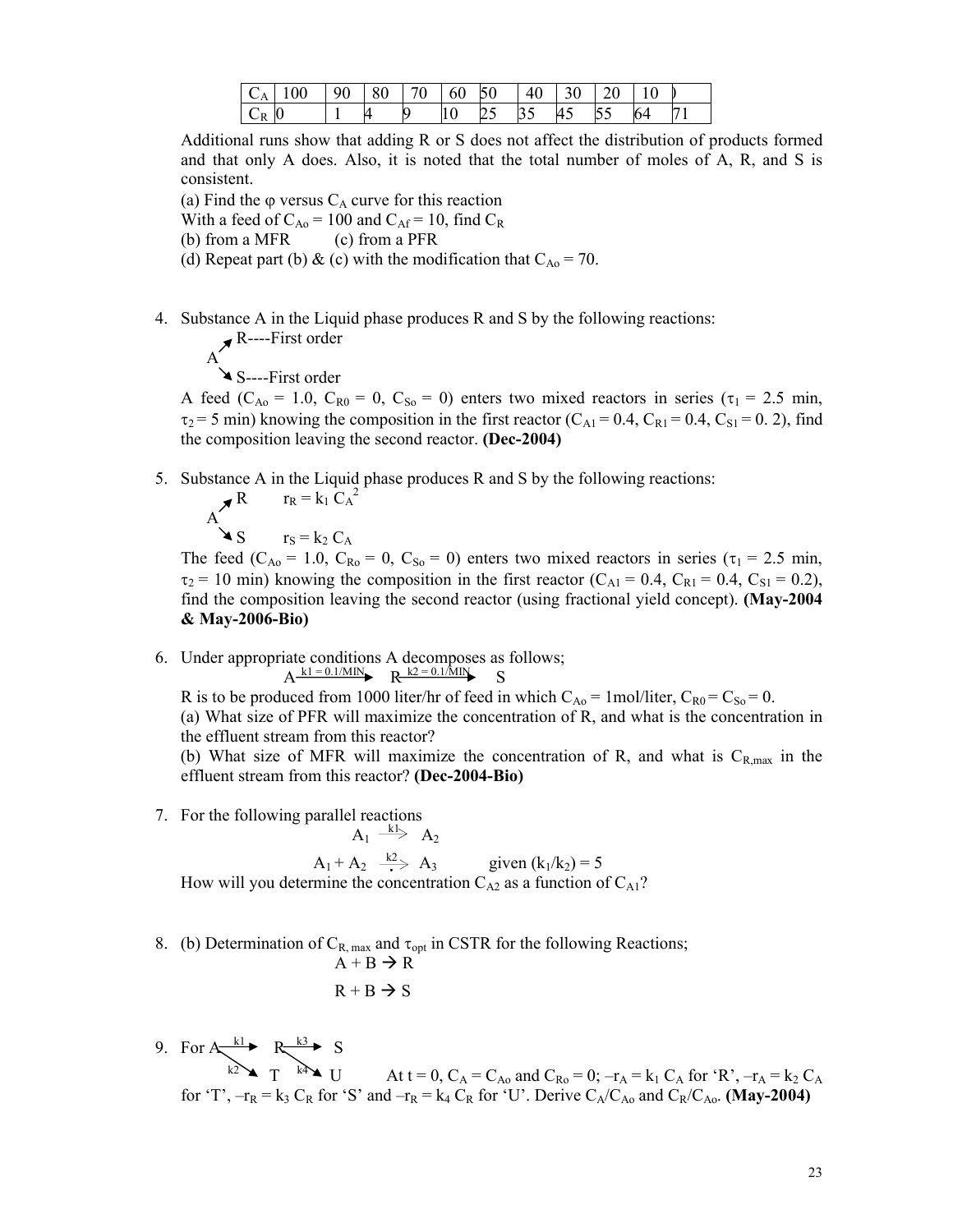| $C_A$ | 100 | 90 | 80 | 70 | 60 | 50 | 40 | 30 | 20 | 10 | ) |
|---|---|---|---|---|---|---|---|---|---|---|---|
| $C_R$ | 0 | 1 | 4 | 9 | 10 | 25 | 35 | 45 | 55 | 64 | 71 |

Additional runs show that adding R or S does not affect the distribution of products formed and that only A does. Also, it is noted that the total number of moles of A, R, and S is consistent.

(a) Find the φ versus $C_A$ curve for this reaction

With a feed of $C_{Ao} = 100$ and $C_{Af} = 10$, find $C_R$

(b) from a MFR (c) from a PFR

(d) Repeat part (b) & (c) with the modification that $C_{Ao} = 70$.

4. Substance A in the Liquid phase produces R and S by the following reactions:

   $A \rightarrow R$ ----First order

   $A \rightarrow S$ ----First order

   A feed ($C_{Ao} = 1.0$, $C_{R0} = 0$, $C_{So} = 0$) enters two mixed reactors in series ($\tau_1 = 2.5$ min, $\tau_2 = 5$ min) knowing the composition in the first reactor ($C_{A1} = 0.4$, $C_{R1} = 0.4$, $C_{S1} = 0.2$), find the composition leaving the second reactor. **(Dec-2004)**

5. Substance A in the Liquid phase produces R and S by the following reactions:

   $A \rightarrow R \quad r_R = k_1 C_A^2$

   $A \rightarrow S \quad r_S = k_2 C_A$

   The feed ($C_{Ao} = 1.0$, $C_{Ro} = 0$, $C_{So} = 0$) enters two mixed reactors in series ($\tau_1 = 2.5$ min, $\tau_2 = 10$ min) knowing the composition in the first reactor ($C_{A1} = 0.4$, $C_{R1} = 0.4$, $C_{S1} = 0.2$), find the composition leaving the second reactor (using fractional yield concept). **(May-2004 & May-2006-Bio)**

6. Under appropriate conditions A decomposes as follows;

   $$A \xrightarrow{k_1 = 0.1/MIN} R \xrightarrow{k_2 = 0.1/MIN} S$$

   R is to be produced from 1000 liter/hr of feed in which $C_{Ao} = 1$mol/liter, $C_{R0} = C_{So} = 0$.

   (a) What size of PFR will maximize the concentration of R, and what is the concentration in the effluent stream from this reactor?

   (b) What size of MFR will maximize the concentration of R, and what is $C_{R,max}$ in the effluent stream from this reactor? **(Dec-2004-Bio)**

7. For the following parallel reactions

   $$A_1 \xrightarrow{k_1} A_2$$

   $$A_1 + A_2 \xrightarrow{k_2} A_3 \qquad \text{given } (k_1/k_2) = 5$$

   How will you determine the concentration $C_{A2}$ as a function of $C_{A1}$?

8. (b) Determination of $C_{R,\,max}$ and $\tau_{opt}$ in CSTR for the following Reactions;

   $$A + B \rightarrow R$$

   $$R + B \rightarrow S$$

9. For $A \xrightarrow{k_1} R \xrightarrow{k_3} S$, $A \xrightarrow{k_2} T$, $R \xrightarrow{k_4} U$ At t = 0, $C_A = C_{Ao}$ and $C_{Ro} = 0$; $-r_A = k_1 C_A$ for 'R', $-r_A = k_2 C_A$ for 'T', $-r_R = k_3 C_R$ for 'S' and $-r_R = k_4 C_R$ for 'U'. Derive $C_A/C_{Ao}$ and $C_R/C_{Ao}$. **(May-2004)**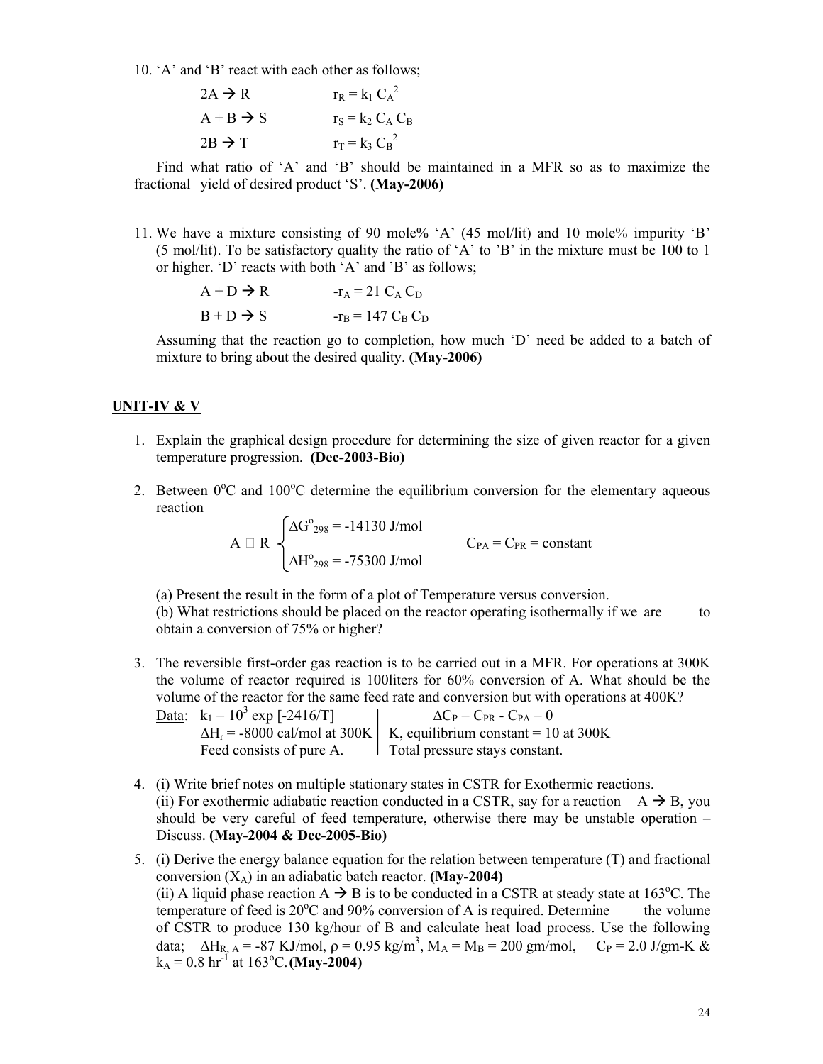10. 'A' and 'B' react with each other as follows;

$$2A \rightarrow R \qquad r_R = k_1 C_A^2$$

$$A + B \rightarrow S \qquad r_S = k_2 C_A C_B$$

$$2B \rightarrow T \qquad r_T = k_3 C_B^2$$

Find what ratio of 'A' and 'B' should be maintained in a MFR so as to maximize the fractional yield of desired product 'S'. **(May-2006)**

11. We have a mixture consisting of 90 mole% 'A' (45 mol/lit) and 10 mole% impurity 'B' (5 mol/lit). To be satisfactory quality the ratio of 'A' to 'B' in the mixture must be 100 to 1 or higher. 'D' reacts with both 'A' and 'B' as follows;

$$A + D \rightarrow R \qquad -r_A = 21\, C_A C_D$$

$$B + D \rightarrow S \qquad -r_B = 147\, C_B C_D$$

Assuming that the reaction go to completion, how much 'D' need be added to a batch of mixture to bring about the desired quality. **(May-2006)**

## UNIT-IV & V

1. Explain the graphical design procedure for determining the size of given reactor for a given temperature progression. **(Dec-2003-Bio)**

2. Between 0°C and 100°C determine the equilibrium conversion for the elementary aqueous reaction

$$A \rightleftharpoons R \quad \begin{cases} \Delta G^o_{298} = -14130 \text{ J/mol} \\ \Delta H^o_{298} = -75300 \text{ J/mol} \end{cases} \qquad C_{PA} = C_{PR} = \text{constant}$$

(a) Present the result in the form of a plot of Temperature versus conversion.
(b) What restrictions should be placed on the reactor operating isothermally if we are to obtain a conversion of 75% or higher?

3. The reversible first-order gas reaction is to be carried out in a MFR. For operations at 300K the volume of reactor required is 100liters for 60% conversion of A. What should be the volume of the reactor for the same feed rate and conversion but with operations at 400K?

| Data: $k_1 = 10^3 \exp[-2416/T]$ | $\Delta C_P = C_{PR} - C_{PA} = 0$ |
|---|---|
| $\Delta H_r = -8000$ cal/mol at 300K | K, equilibrium constant = 10 at 300K |
| Feed consists of pure A. | Total pressure stays constant. |

4. (i) Write brief notes on multiple stationary states in CSTR for Exothermic reactions.
(ii) For exothermic adiabatic reaction conducted in a CSTR, say for a reaction $A \rightarrow B$, you should be very careful of feed temperature, otherwise there may be unstable operation – Discuss. **(May-2004 & Dec-2005-Bio)**

5. (i) Derive the energy balance equation for the relation between temperature (T) and fractional conversion ($X_A$) in an adiabatic batch reactor. **(May-2004)**
(ii) A liquid phase reaction $A \rightarrow B$ is to be conducted in a CSTR at steady state at 163°C. The temperature of feed is 20°C and 90% conversion of A is required. Determine the volume of CSTR to produce 130 kg/hour of B and calculate heat load process. Use the following data; $\Delta H_{R,A} = -87$ KJ/mol, $\rho = 0.95$ kg/m$^3$, $M_A = M_B = 200$ gm/mol, $C_P = 2.0$ J/gm-K & $k_A = 0.8$ hr$^{-1}$ at 163°C. **(May-2004)**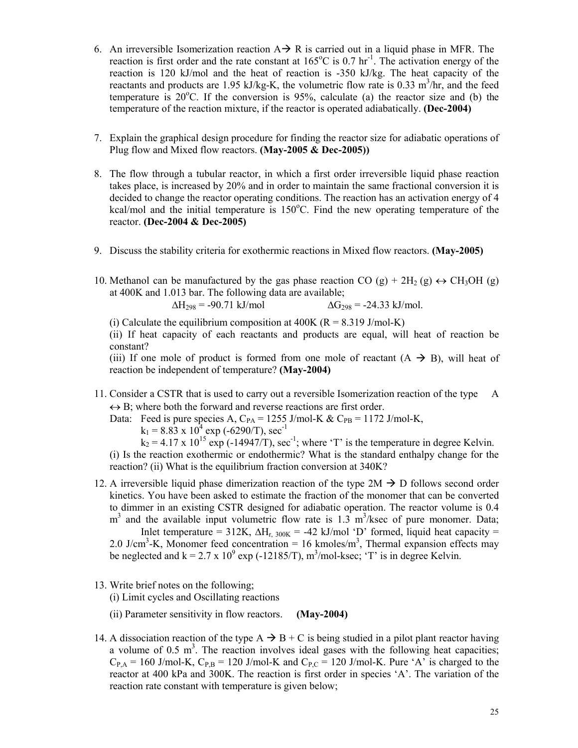6. An irreversible Isomerization reaction A→ R is carried out in a liquid phase in MFR. The reaction is first order and the rate constant at 165°C is 0.7 $hr^{-1}$. The activation energy of the reaction is 120 kJ/mol and the heat of reaction is -350 kJ/kg. The heat capacity of the reactants and products are 1.95 kJ/kg-K, the volumetric flow rate is 0.33 $m^3$/hr, and the feed temperature is 20°C. If the conversion is 95%, calculate (a) the reactor size and (b) the temperature of the reaction mixture, if the reactor is operated adiabatically. **(Dec-2004)**

7. Explain the graphical design procedure for finding the reactor size for adiabatic operations of Plug flow and Mixed flow reactors. **(May-2005 & Dec-2005))**

8. The flow through a tubular reactor, in which a first order irreversible liquid phase reaction takes place, is increased by 20% and in order to maintain the same fractional conversion it is decided to change the reactor operating conditions. The reaction has an activation energy of 4 kcal/mol and the initial temperature is 150°C. Find the new operating temperature of the reactor. **(Dec-2004 & Dec-2005)**

9. Discuss the stability criteria for exothermic reactions in Mixed flow reactors. **(May-2005)**

10. Methanol can be manufactured by the gas phase reaction CO (g) + 2$H_2$ (g) ↔ $CH_3OH$ (g) at 400K and 1.013 bar. The following data are available;

    $\Delta H_{298}$ = -90.71 kJ/mol $\qquad$ $\Delta G_{298}$ = -24.33 kJ/mol.

    (i) Calculate the equilibrium composition at 400K (R = 8.319 J/mol-K)
    (ii) If heat capacity of each reactants and products are equal, will heat of reaction be constant?
    (iii) If one mole of product is formed from one mole of reactant (A → B), will heat of reaction be independent of temperature? **(May-2004)**

11. Consider a CSTR that is used to carry out a reversible Isomerization reaction of the type A ↔ B; where both the forward and reverse reactions are first order.
    Data: Feed is pure species A, $C_{PA}$ = 1255 J/mol-K & $C_{PB}$ = 1172 J/mol-K,
    $k_1 = 8.83 \times 10^4 \exp(-6290/T)$, $sec^{-1}$
    $k_2 = 4.17 \times 10^{15} \exp(-14947/T)$, $sec^{-1}$; where 'T' is the temperature in degree Kelvin.
    (i) Is the reaction exothermic or endothermic? What is the standard enthalpy change for the reaction? (ii) What is the equilibrium fraction conversion at 340K?

12. A irreversible liquid phase dimerization reaction of the type 2M → D follows second order kinetics. You have been asked to estimate the fraction of the monomer that can be converted to dimmer in an existing CSTR designed for adiabatic operation. The reactor volume is 0.4 $m^3$ and the available input volumetric flow rate is 1.3 $m^3$/ksec of pure monomer. Data; Inlet temperature = 312K, $\Delta H_{r,\,300K}$ = -42 kJ/mol 'D' formed, liquid heat capacity = 2.0 J/$cm^3$-K, Monomer feed concentration = 16 kmoles/$m^3$, Thermal expansion effects may be neglected and $k = 2.7 \times 10^9 \exp(-12185/T)$, $m^3$/mol-ksec; 'T' is in degree Kelvin.

13. Write brief notes on the following;
    (i) Limit cycles and Oscillating reactions
    (ii) Parameter sensitivity in flow reactors. **(May-2004)**

14. A dissociation reaction of the type A → B + C is being studied in a pilot plant reactor having a volume of 0.5 $m^3$. The reaction involves ideal gases with the following heat capacities; $C_{P,A}$ = 160 J/mol-K, $C_{P,B}$ = 120 J/mol-K and $C_{P,C}$ = 120 J/mol-K. Pure 'A' is charged to the reactor at 400 kPa and 300K. The reaction is first order in species 'A'. The variation of the reaction rate constant with temperature is given below;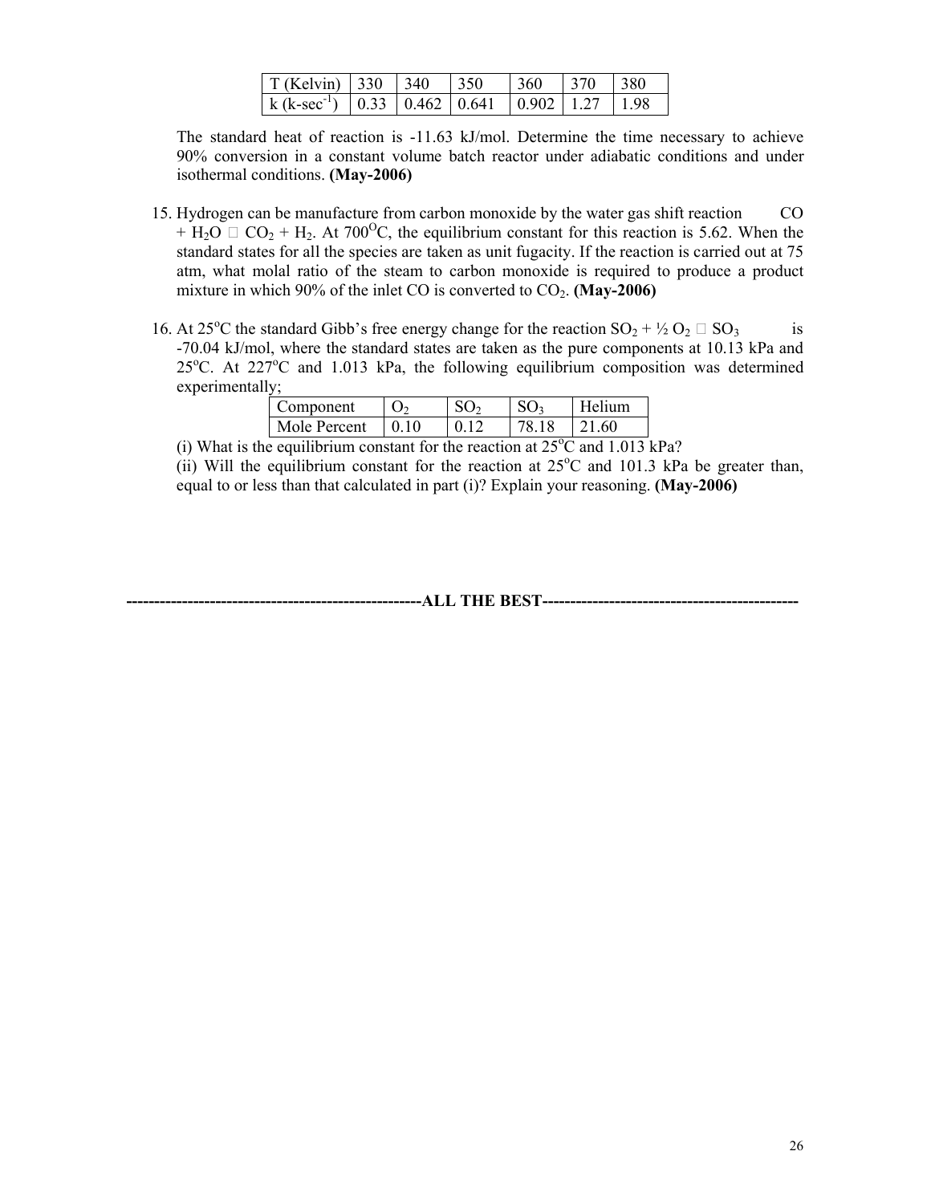| T (Kelvin) | 330 | 340 | 350 | 360 | 370 | 380 |
|---|---|---|---|---|---|---|
| k (k-sec$^{-1}$) | 0.33 | 0.462 | 0.641 | 0.902 | 1.27 | 1.98 |

The standard heat of reaction is -11.63 kJ/mol. Determine the time necessary to achieve 90% conversion in a constant volume batch reactor under adiabatic conditions and under isothermal conditions. **(May-2006)**

15. Hydrogen can be manufacture from carbon monoxide by the water gas shift reaction $CO + H_2O \rightleftharpoons CO_2 + H_2$. At 700$^{O}$C, the equilibrium constant for this reaction is 5.62. When the standard states for all the species are taken as unit fugacity. If the reaction is carried out at 75 atm, what molal ratio of the steam to carbon monoxide is required to produce a product mixture in which 90% of the inlet CO is converted to $CO_2$. **(May-2006)**

16. At 25$^{o}$C the standard Gibb's free energy change for the reaction $SO_2 + ½ O_2 \rightleftharpoons SO_3$ is -70.04 kJ/mol, where the standard states are taken as the pure components at 10.13 kPa and 25$^{o}$C. At 227$^{o}$C and 1.013 kPa, the following equilibrium composition was determined experimentally;

| Component | $O_2$ | $SO_2$ | $SO_3$ | Helium |
|---|---|---|---|---|
| Mole Percent | 0.10 | 0.12 | 78.18 | 21.60 |

(i) What is the equilibrium constant for the reaction at 25$^{o}$C and 1.013 kPa?

(ii) Will the equilibrium constant for the reaction at 25$^{o}$C and 101.3 kPa be greater than, equal to or less than that calculated in part (i)? Explain your reasoning. **(May-2006)**

**----------------------------------------------------ALL THE BEST---------------------------------------------**